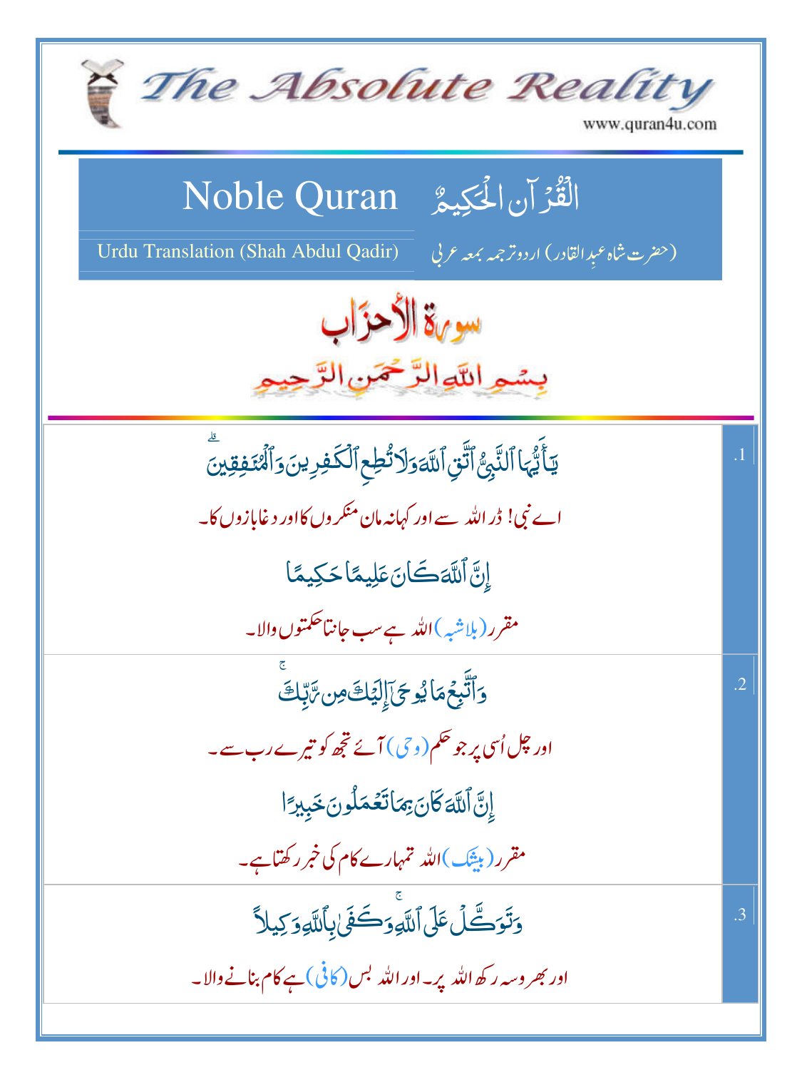# The Absolute Reality

www.quran4u.com

## Noble Quran — الْقُرْآنُ الْحَكِيمُ

Urdu Translation (Shah Abdul Qadir) — (حضرت شاہ عبدِالقادر) اردو ترجمہ بمعہ عربی

## سورة الأحزاب

بِسْمِ اللَّهِ الرَّحْمَنِ الرَّحِيمِ

| | |
|---|---|
| .1 | يَٰٓأَيُّهَا ٱلنَّبِىُّ ٱتَّقِ ٱللَّهَ وَلَا تُطِعِ ٱلْكَٰفِرِينَ وَٱلْمُنَٰفِقِينَ ۗ<br>اے نبی! ڈر اللہ سے اور کہانہ مان منکروں کا اور دغابازوں کا۔<br>إِنَّ ٱللَّهَ كَانَ عَلِيمًا حَكِيمًا<br>مقرر (بلاشبہ) اللہ ہے سب جانتا حکمتوں والا۔ |
| .2 | وَٱتَّبِعْ مَا يُوحَىٰٓ إِلَيْكَ مِن رَّبِّكَ ۚ<br>اور چل اُسی پر جو حکم (وحی) آئے تجھ کو تیرے رب سے۔<br>إِنَّ ٱللَّهَ كَانَ بِمَا تَعْمَلُونَ خَبِيرًا<br>مقرر (بیشک) اللہ تمہارے کام کی خبر رکھتا ہے۔ |
| .3 | وَتَوَكَّلْ عَلَى ٱللَّهِ ۚ وَكَفَىٰ بِٱللَّهِ وَكِيلًا<br>اور بھروسہ رکھ اللہ پر۔ اور اللہ بس (کافی) ہے کام بنانے والا۔ |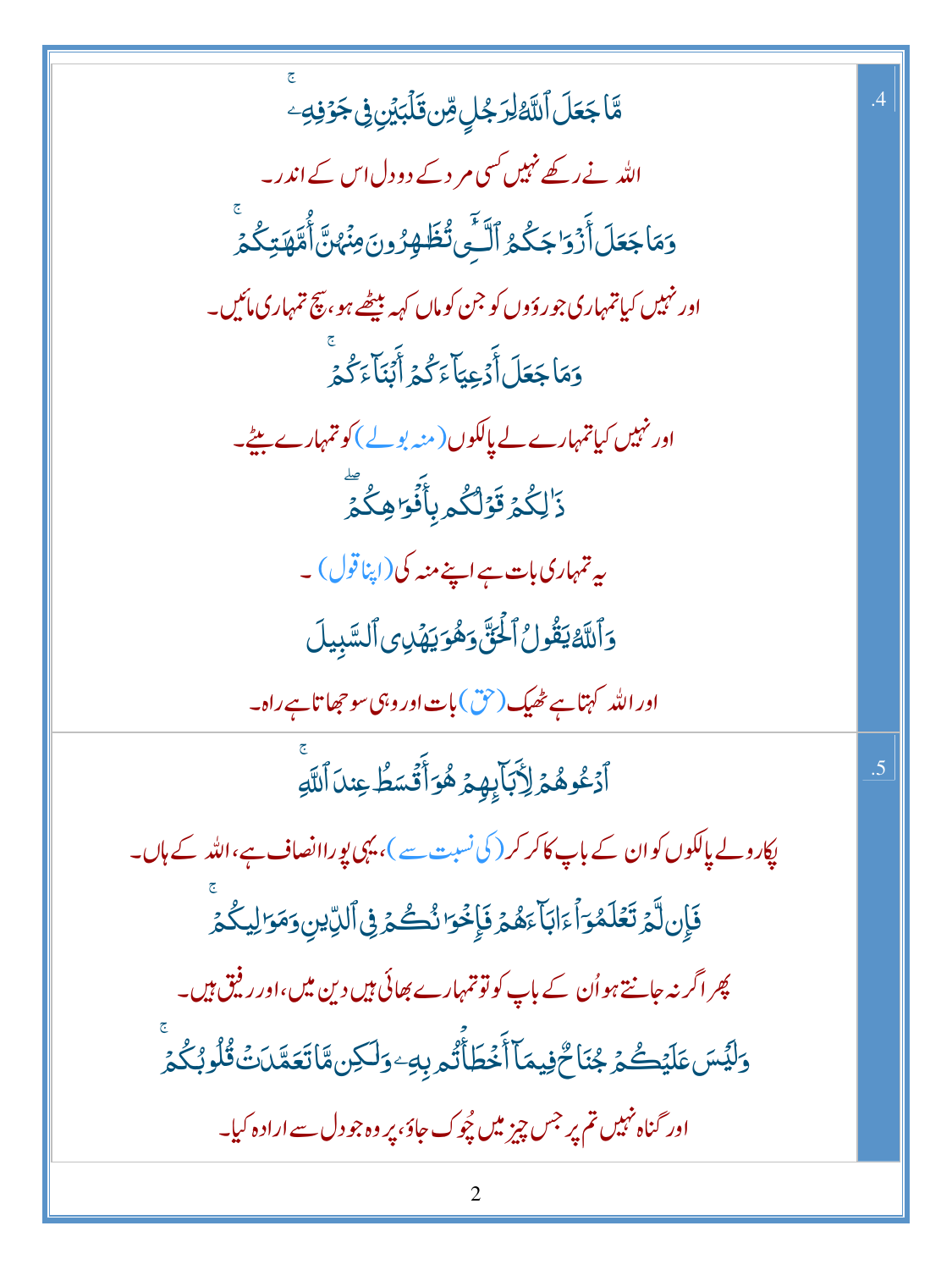| | |
|---|---|
| .4 | مَّا جَعَلَ ٱللَّهُ لِرَجُلٍ مِّن قَلْبَيْنِ فِى جَوْفِهِۦ ۚ<br>اللہ نے رکھے نہیں کسی مرد کے دو دل اس کے اندر۔<br>وَمَا جَعَلَ أَزْوَٰجَكُمُ ٱلَّٰٓـِٔى تُظَٰهِرُونَ مِنْهُنَّ أُمَّهَٰتِكُمْ ۚ<br>اور نہیں کیا تمہاری جوروؤں کو جن کو ماں کہہ بیٹھے ہو، سچ تمہاری مائیں۔<br>وَمَا جَعَلَ أَدْعِيَآءَكُمْ أَبْنَآءَكُمْ ۚ<br>اور نہیں کیا تمہارے لے پالکوں (منہ بولے) کو تمہارے بیٹے۔<br>ذَٰلِكُمْ قَوْلُكُم بِأَفْوَٰهِكُمْ ۖ<br>یہ تمہاری بات ہے اپنے منہ کی (اپنا قول)۔<br>وَٱللَّهُ يَقُولُ ٱلْحَقَّ وَهُوَ يَهْدِى ٱلسَّبِيلَ<br>اور اللہ کہتا ہے ٹھیک (حق) بات اور وہی سوجھاتا ہے راہ۔ |
| .5 | ٱدْعُوهُمْ لِءَابَآئِهِمْ هُوَ أَقْسَطُ عِندَ ٱللَّهِ ۚ<br>پکارو لے پالکوں کو ان کے باپ کا کر کر (کی نسبت سے)، یہی پورا انصاف ہے، اللہ کے ہاں۔<br>فَإِن لَّمْ تَعْلَمُوٓا۟ ءَابَآءَهُمْ فَإِخْوَٰنُكُمْ فِى ٱلدِّينِ وَمَوَٰلِيكُمْ ۚ<br>پھر اگر نہ جانتے ہو اُن کے باپ کو تو تمہارے بھائی ہیں دین میں، اور رفیق ہیں۔<br>وَلَيْسَ عَلَيْكُمْ جُنَاحٌ فِيمَآ أَخْطَأْتُم بِهِۦ وَلَٰكِن مَّا تَعَمَّدَتْ قُلُوبُكُمْ ۚ<br>اور گناہ نہیں تم پر جس چیز میں چُوک جاؤ، پر وہ جو دل سے ارادہ کیا۔ |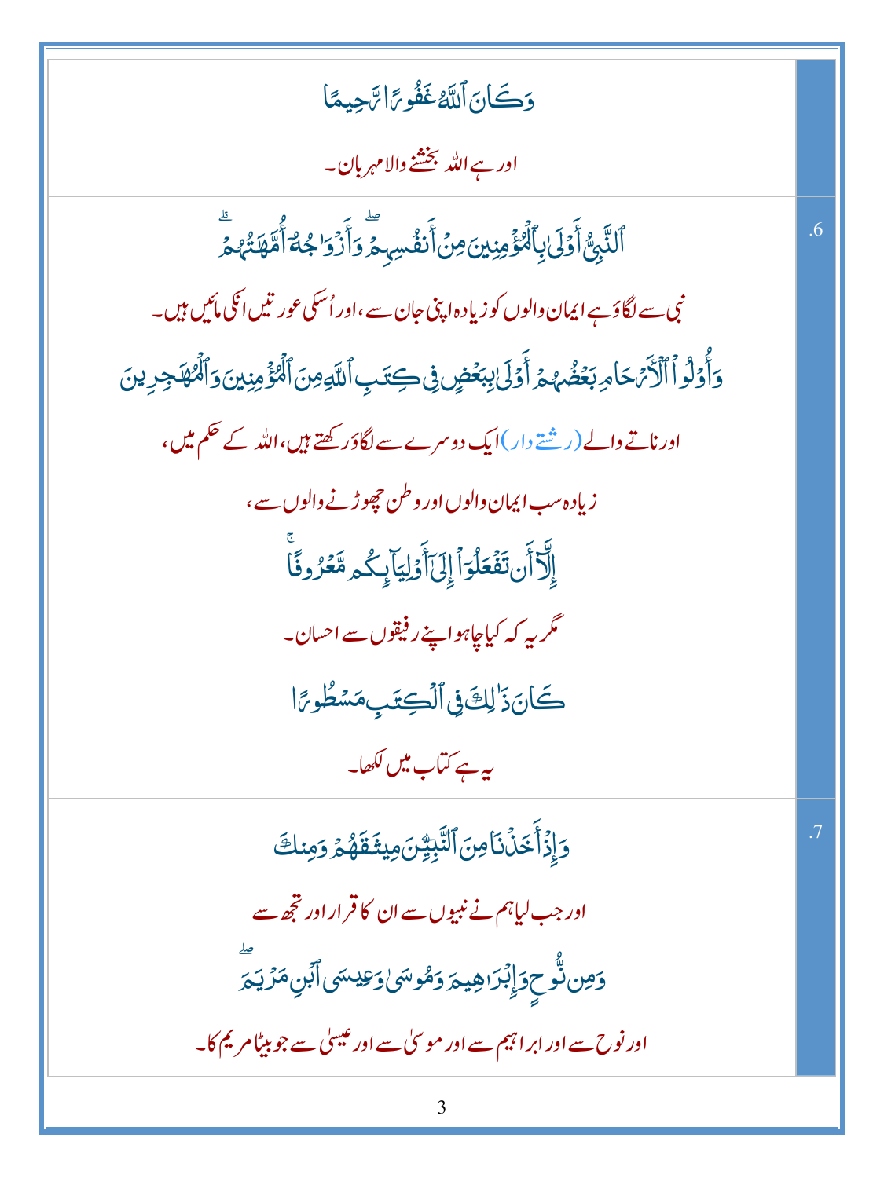| | |
|---|---|
| وَكَانَ ٱللَّهُ غَفُورًا رَّحِيمًا<br><br>اور ہے اللہ بخشنے والا مہربان۔ | |
| ٱلنَّبِىُّ أَوْلَىٰ بِٱلْمُؤْمِنِينَ مِنْ أَنفُسِهِمْ ۖ وَأَزْوَٰجُهُۥٓ أُمَّهَٰتُهُمْ ۗ<br><br>نبی سے لگاؤ ہے ایمان والوں کو زیادہ اپنی جان سے، اور اُسکی عورتیں انکی مائیں ہیں۔<br><br>وَأُو۟لُوا۟ ٱلْأَرْحَامِ بَعْضُهُمْ أَوْلَىٰ بِبَعْضٍ فِى كِتَٰبِ ٱللَّهِ مِنَ ٱلْمُؤْمِنِينَ وَٱلْمُهَٰجِرِينَ<br><br>اور ناتے والے (رشتے دار) ایک دوسرے سے لگاؤ رکھتے ہیں، اللہ کے حکم میں،<br><br>زیادہ سب ایمان والوں اور وطن چھوڑنے والوں سے،<br><br>إِلَّآ أَن تَفْعَلُوٓا۟ إِلَىٰٓ أَوْلِيَآئِكُم مَّعْرُوفًا ۚ<br><br>مگر یہ کہ کیا چاہو اپنے رفیقوں سے احسان۔<br><br>كَانَ ذَٰلِكَ فِى ٱلْكِتَٰبِ مَسْطُورًا<br><br>یہ ہے کتاب میں لکھا۔ | .6 |
| وَإِذْ أَخَذْنَا مِنَ ٱلنَّبِيِّۦنَ مِيثَٰقَهُمْ وَمِنكَ<br><br>اور جب لیا ہم نے نبیوں سے ان کا قرار اور تجھ سے<br><br>وَمِن نُّوحٍ وَإِبْرَٰهِيمَ وَمُوسَىٰ وَعِيسَى ٱبْنِ مَرْيَمَ ۖ<br><br>اور نوح سے اور ابراہیم سے اور موسیٰ سے اور عیسیٰ سے جو بیٹا مریم کا۔ | .7 |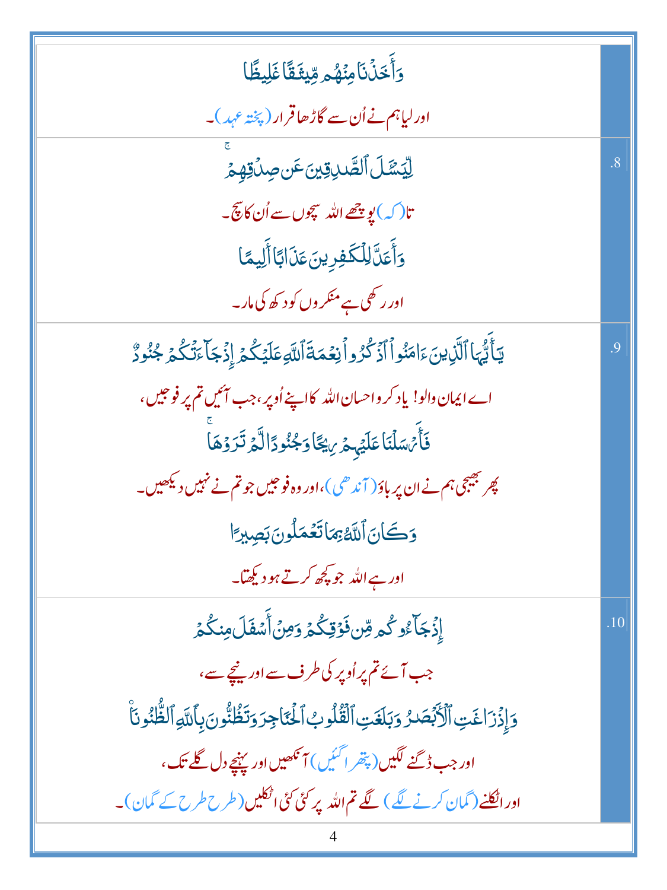| | |
|---|---|
| وَأَخَذْنَا مِنْهُم مِّيثَاقًا غَلِيظًا<br>اور لیا ہم نے اُن سے گاڑھا قرار (پختہ عہد)۔ | |
| لِّيَسْـَٔلَ ٱلصَّٰدِقِينَ عَن صِدْقِهِمْ<br>تا (کہ) پوچھے اللہ سچوں سے اُن کا سچ۔<br>وَأَعَدَّ لِلْكَٰفِرِينَ عَذَابًا أَلِيمًا<br>اور رکھی ہے منکروں کو دکھ کی مار۔ | .8 |
| يَٰٓأَيُّهَا ٱلَّذِينَ ءَامَنُوا۟ ٱذْكُرُوا۟ نِعْمَةَ ٱللَّهِ عَلَيْكُمْ إِذْ جَآءَتْكُمْ جُنُودٌ<br>اے ایمان والو! یاد کرو احسان اللہ کا اپنے اُوپر، جب آئیں تم پر فوجیں،<br>فَأَرْسَلْنَا عَلَيْهِمْ رِيحًا وَجُنُودًا لَّمْ تَرَوْهَا<br>پھر بھیجی ہم نے ان پر باؤ (آندھی)، اور وہ فوجیں جو تم نے نہیں دیکھیں۔<br>وَكَانَ ٱللَّهُ بِمَا تَعْمَلُونَ بَصِيرًا<br>اور ہے اللہ جو کچھ کرتے ہو دیکھتا۔ | .9 |
| إِذْ جَآءُوكُم مِّن فَوْقِكُمْ وَمِنْ أَسْفَلَ مِنكُمْ<br>جب آئے تم پر اُوپر کی طرف سے اور نیچے سے،<br>وَإِذْ زَاغَتِ ٱلْأَبْصَٰرُ وَبَلَغَتِ ٱلْقُلُوبُ ٱلْحَنَاجِرَ وَتَظُنُّونَ بِٱللَّهِ ٱلظُّنُونَا۠<br>اور جب ڈگنے لگیں (پتھرا گئیں) آنکھیں اور پہنچے دل گلے تک،<br>اور اٹکلنے (گمان کرنے لگے) لگے تم اللہ پر کئی کئی اٹکلیں (طرح طرح کے گمان)۔ | .10 |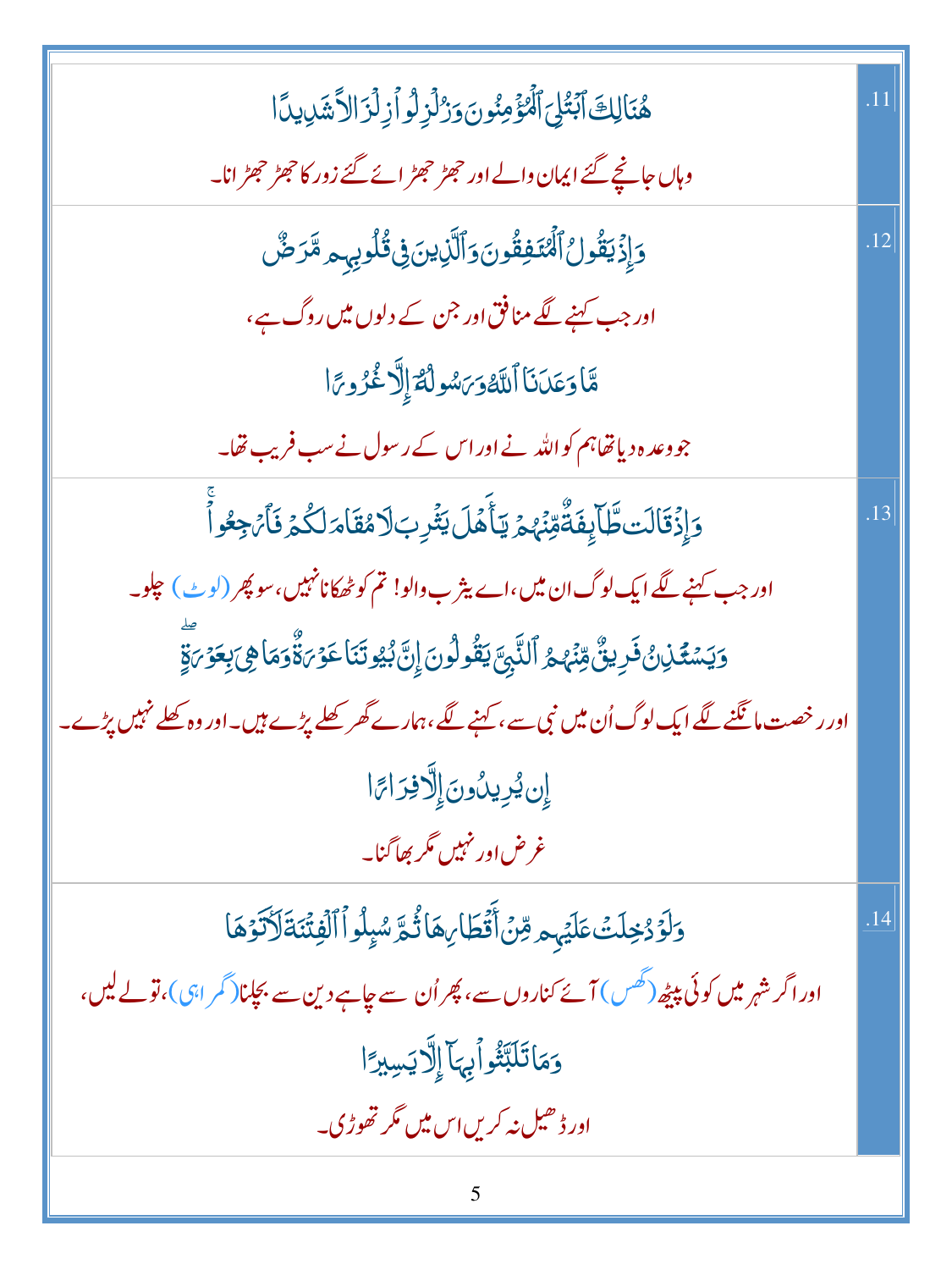| | |
|---|---|
| .11 | هُنَالِكَ ٱبۡتُلِيَ ٱلۡمُؤۡمِنُونَ وَزُلۡزِلُواْ زِلۡزَالٗا شَدِيدٗا<br>وہاں جانچے گئے ایمان والے اور جھڑ جھڑائے گئے زور کا جھڑ جھڑانا۔ |
| .12 | وَإِذۡ يَقُولُ ٱلۡمُنَٰفِقُونَ وَٱلَّذِينَ فِي قُلُوبِهِم مَّرَضٞ<br>اور جب کہنے لگے منافق اور جن کے دلوں میں روگ ہے،<br>مَّا وَعَدَنَا ٱللَّهُ وَرَسُولُهُۥٓ إِلَّا غُرُورٗا<br>جو وعدہ دیا تھا ہم کو اللہ نے اور اس کے رسول نے سب فریب تھا۔ |
| .13 | وَإِذۡ قَالَت طَّآئِفَةٞ مِّنۡهُمۡ يَٰٓأَهۡلَ يَثۡرِبَ لَا مُقَامَ لَكُمۡ فَٱرۡجِعُواْۚ<br>اور جب کہنے لگے ایک لوگ ان میں، اے یثرب والو! تم کو ٹھکانا نہیں، سو پھر (لوٹ) چلو۔<br>وَيَسۡتَـٔۡذِنُ فَرِيقٞ مِّنۡهُمُ ٱلنَّبِيَّ يَقُولُونَ إِنَّ بُيُوتَنَا عَوۡرَةٞ وَمَا هِيَ بِعَوۡرَةٍۖ<br>اور رخصت مانگنے لگے ایک لوگ اُن میں نبی سے، کہنے لگے، ہمارے گھر کھلے پڑے ہیں۔ اور وہ کھلے نہیں پڑے۔<br>إِن يُرِيدُونَ إِلَّا فِرَارٗا<br>غرض اور نہیں مگر بھاگنا۔ |
| .14 | وَلَوۡ دُخِلَتۡ عَلَيۡهِم مِّنۡ أَقۡطَارِهَا ثُمَّ سُئِلُواْ ٱلۡفِتۡنَةَ لَأٓتَوۡهَا<br>اور اگر شہر میں کوئی پیٹھ (گھس) آئے کناروں سے، پھر اُن سے چاہے دین سے بچلنا (گمراہی)، تو لے لیں،<br>وَمَا تَلَبَّثُواْ بِهَآ إِلَّا يَسِيرٗا<br>اور ڈھیل نہ کریں اس میں مگر تھوڑی۔ |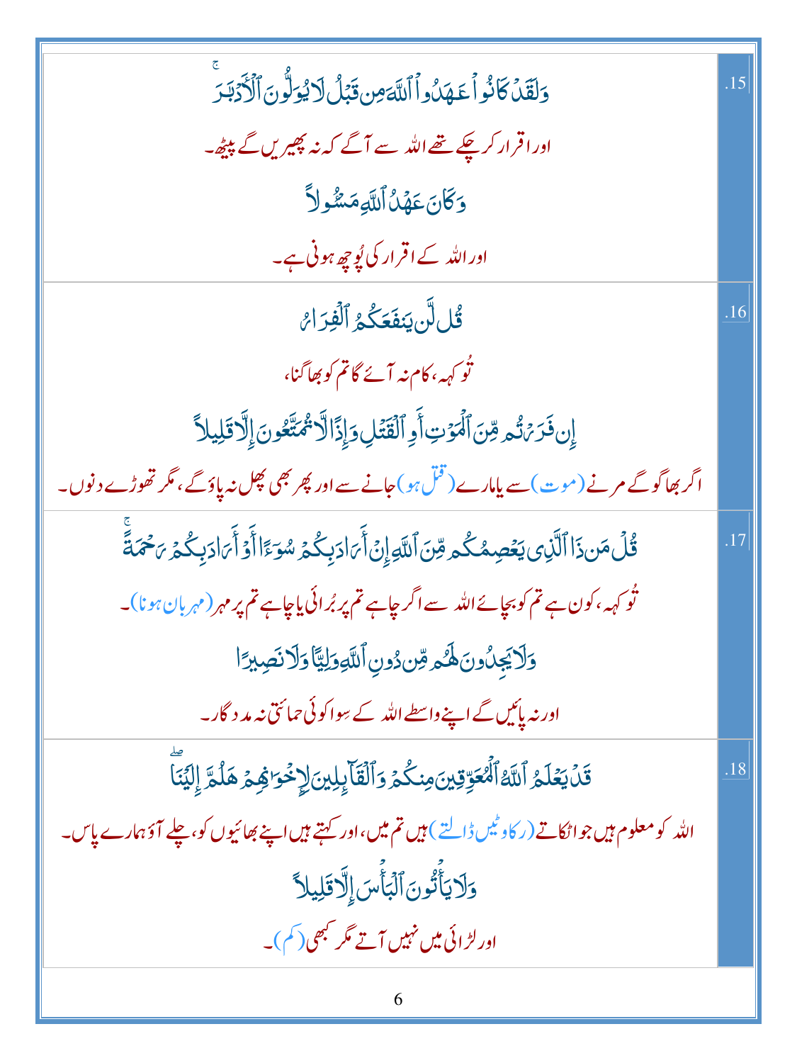| | |
|---|---|
| .15 | وَلَقَدۡ كَانُواْ عَـٰهَدُواْ ٱللَّهَ مِن قَبۡلُ لَا يُوَلُّونَ ٱلۡأَدۡبَـٰرَ‌ۚ<br>اور اقرار کر چکے تھے اللہ سے آگے کہ نہ پھیریں گے پیٹھ۔<br>وَكَانَ عَهۡدُ ٱللَّهِ مَسۡـُٔولاً<br>اور اللہ کے اقرار کی پُوچھ ہونی ہے۔ |
| .16 | قُل لَّن يَنفَعَكُمُ ٱلۡفِرَارُ<br>تُو کہہ، کام نہ آئے گا تم کو بھاگنا،<br>إِن فَرَرۡتُم مِّنَ ٱلۡمَوۡتِ أَوِ ٱلۡقَتۡلِ وَإِذًا لَّا تُمَتَّعُونَ إِلَّا قَلِيلاً<br>اگر بھاگو گے مرنے (موت) سے یا مارے (قتل ہو) جانے سے اور پھر بھی پھل نہ پاؤ گے، مگر تھوڑے دنوں۔ |
| .17 | قُلۡ مَن ذَا ٱلَّذِى يَعۡصِمُكُم مِّنَ ٱللَّهِ إِنۡ أَرَادَ بِكُمۡ سُوٓءًا أَوۡ أَرَادَ بِكُمۡ رَحۡمَةً‌ۚ<br>تُو کہہ، کون ہے تم کو بچائے اللہ سے اگر چاہے تم پر بُرائی یا چاہے تم پر مہر (مہربان ہونا)۔<br>وَلَا يَجِدُونَ لَهُم مِّن دُونِ ٱللَّهِ وَلِيًّا وَلَا نَصِيرًا<br>اور نہ پائیں گے اپنے واسطے اللہ کے سوا کوئی حمائتی نہ مددگار۔ |
| .18 | قَدۡ يَعۡلَمُ ٱللَّهُ ٱلۡمُعَوِّقِينَ مِنكُمۡ وَٱلۡقَآئِلِينَ لِإِخۡوَٲنِهِمۡ هَلُمَّ إِلَيۡنَا‌ۖ<br>اللہ کو معلوم ہیں جو اٹکاتے (رکاوٹیں ڈالتے) ہیں تم میں، اور کہتے ہیں اپنے بھائیوں کو، چلے آؤ ہمارے پاس۔<br>وَلَا يَأۡتُونَ ٱلۡبَأۡسَ إِلَّا قَلِيلاً<br>اور لڑائی میں نہیں آتے مگر کبھی (کم)۔ |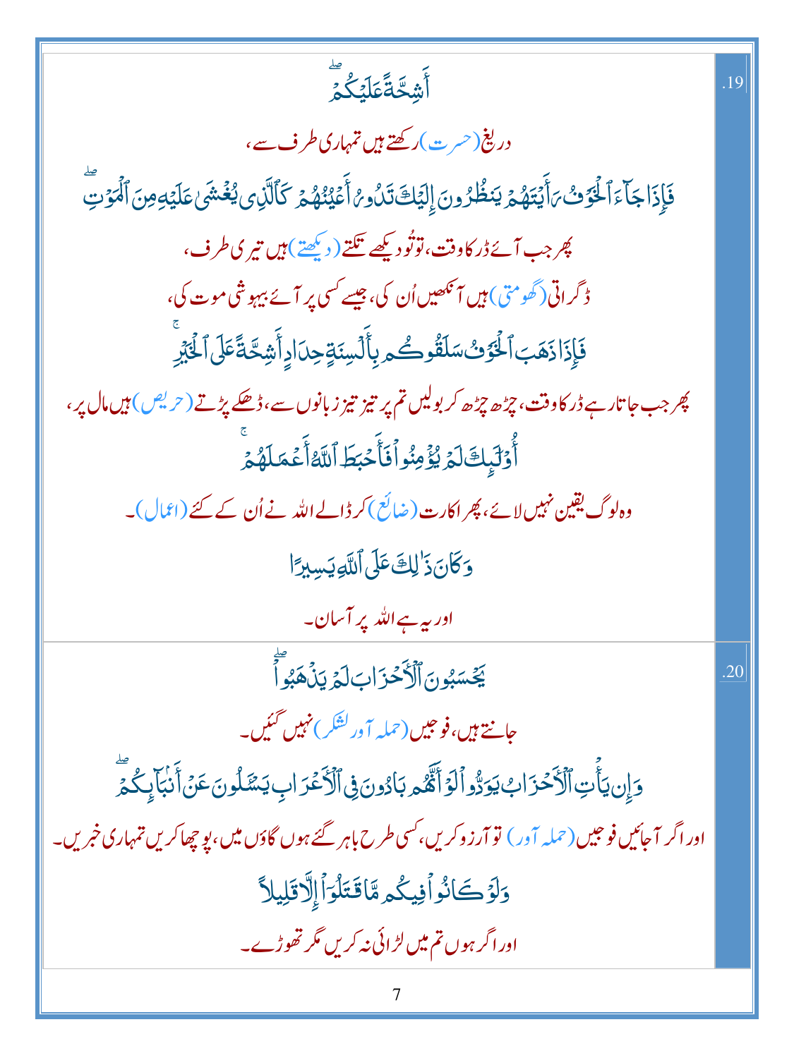| | |
|---|---|
| .19 | أَشِحَّةً عَلَيْكُمْ ۚ<br>دریغ (حسرت) رکھتے ہیں تمہاری طرف سے،<br>فَإِذَا جَآءَ ٱلْخَوْفُ رَأَيْتَهُمْ يَنظُرُونَ إِلَيْكَ تَدُورُ أَعْيُنُهُمْ كَٱلَّذِى يُغْشَىٰ عَلَيْهِ مِنَ ٱلْمَوْتِ ۖ<br>پھر جب آئے ڈر کا وقت، تو تُو دیکھے تکتے (دیکھتے) ہیں تیری طرف،<br>ڈگراتی (گھومتی) ہیں آنکھیں اُن کی، جیسے کسی پر آئے بیہوشی موت کی،<br>فَإِذَا ذَهَبَ ٱلْخَوْفُ سَلَقُوكُم بِأَلْسِنَةٍ حِدَادٍ أَشِحَّةً عَلَى ٱلْخَيْرِ ۚ<br>پھر جب جاتا رہے ڈر کا وقت، چڑھ چڑھ کر بولیں تم پر تیز تیز زبانوں سے، ڈھکے پڑتے (حریص) ہیں مال پر،<br>أُو۟لَٰٓئِكَ لَمْ يُؤْمِنُوا۟ فَأَحْبَطَ ٱللَّهُ أَعْمَٰلَهُمْ ۚ<br>وہ لوگ یقین نہیں لائے، پھر اکارت (ضائع) کر ڈالے اللہ نے اُن کے کئے (اعمال)۔<br>وَكَانَ ذَٰلِكَ عَلَى ٱللَّهِ يَسِيرًا<br>اور یہ ہے اللہ پر آسان۔ |
| .20 | يَحْسَبُونَ ٱلْأَحْزَابَ لَمْ يَذْهَبُوا۟ ۖ<br>جانتے ہیں، فوجیں (حملہ آور لشکر) نہیں گئیں۔<br>وَإِن يَأْتِ ٱلْأَحْزَابُ يَوَدُّوا۟ لَوْ أَنَّهُم بَادُونَ فِى ٱلْأَعْرَابِ يَسْـَٔلُونَ عَنْ أَنۢبَآئِكُمْ ۖ<br>اور اگر آجائیں فوجیں (حملہ آور) تو آرزو کریں، کسی طرح باہر گئے ہوں گاؤں میں، پوچھا کریں تمہاری خبریں۔<br>وَلَوْ كَانُوا۟ فِيكُم مَّا قَٰتَلُوٓا۟ إِلَّا قَلِيلًا<br>اور اگر ہوں تم میں لڑائی نہ کریں مگر تھوڑے۔ |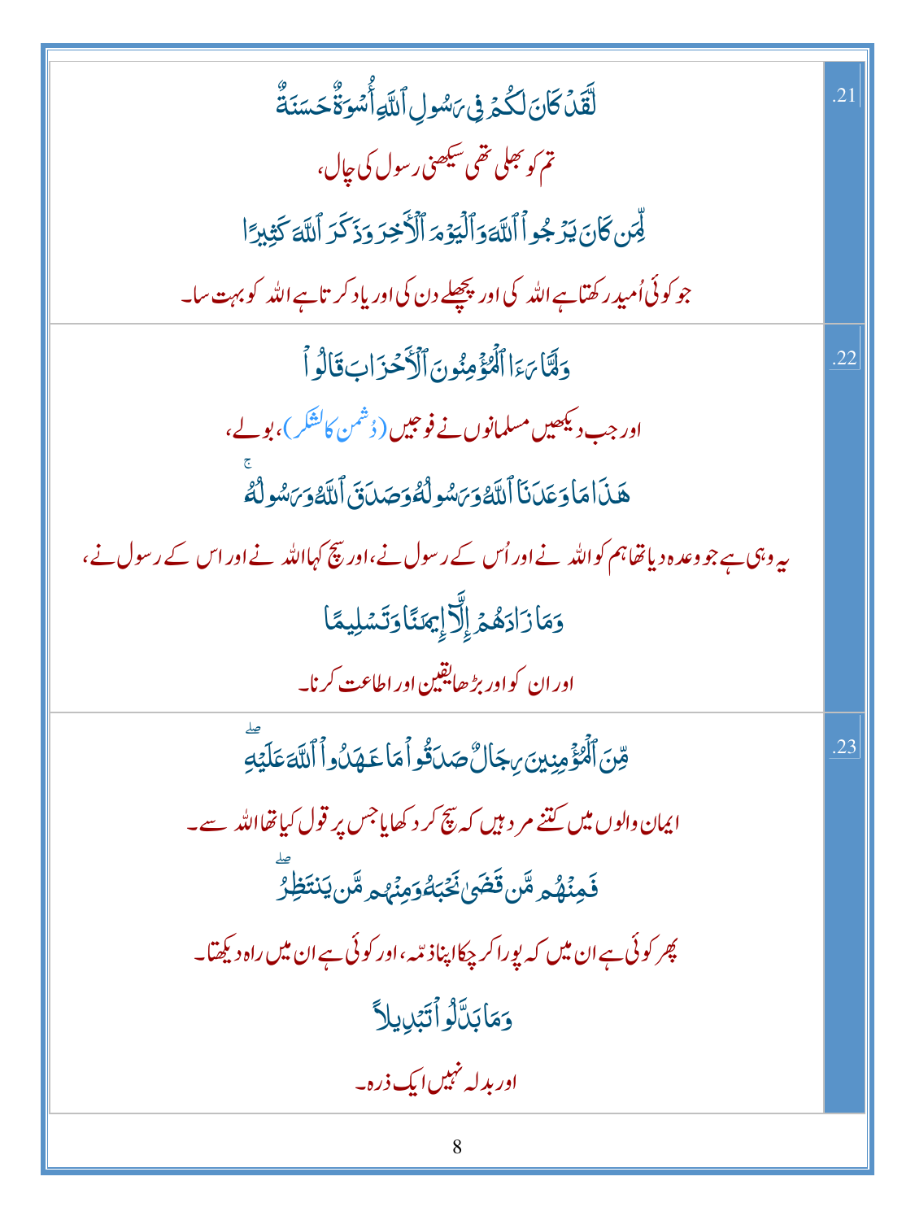| | |
|---|---|
| .21 | لَّقَدۡ كَانَ لَكُمۡ فِى رَسُولِ ٱللَّهِ أُسۡوَةٌ حَسَنَةٌ<br>تم کو بھلی تھی سیکھنی رسول کی چال،<br>لِّمَن كَانَ يَرۡجُواْ ٱللَّهَ وَٱلۡيَوۡمَ ٱلۡأَخِرَ وَذَكَرَ ٱللَّهَ كَثِيرًا<br>جو کوئی اُمید رکھتا ہے اللہ کی اور پچھلے دن کی اور یاد کرتا ہے اللہ کو بہت سا۔ |
| .22 | وَلَمَّا رَءَا ٱلۡمُؤۡمِنُونَ ٱلۡأَحۡزَابَ قَالُواْ<br>اور جب دیکھیں مسلمانوں نے فوجیں (دُشمن کالشکر)، بولے،<br>هَٰذَا مَا وَعَدَنَا ٱللَّهُ وَرَسُولُهُۥ وَصَدَقَ ٱللَّهُ وَرَسُولُهُۥ<br>یہ وہی ہے جو وعدہ دیا تھا ہم کو اللہ نے اور اُس کے رسول نے، اور سچ کہا اللہ نے اور اس کے رسول نے،<br>وَمَا زَادَهُمۡ إِلَّآ إِيمَٰنًا وَتَسۡلِيمًا<br>اور ان کو اور بڑھا یقین اور اطاعت کرنا۔ |
| .23 | مِّنَ ٱلۡمُؤۡمِنِينَ رِجَالٌ صَدَقُواْ مَا عَٰهَدُواْ ٱللَّهَ عَلَيۡهِ<br>ایمان والوں میں کتنے مرد ہیں کہ سچ کر دکھایا جس پر قول کیا تھا اللہ سے۔<br>فَمِنۡهُم مَّن قَضَىٰ نَحۡبَهُۥ وَمِنۡهُم مَّن يَنتَظِرُ<br>پھر کوئی ہے ان میں کہ پورا کر چکا اپنا ذمہ، اور کوئی ہے ان میں راہ دیکھتا۔<br>وَمَا بَدَّلُواْ تَبۡدِيلاً<br>اور بدلہ نہیں ایک ذرہ۔ |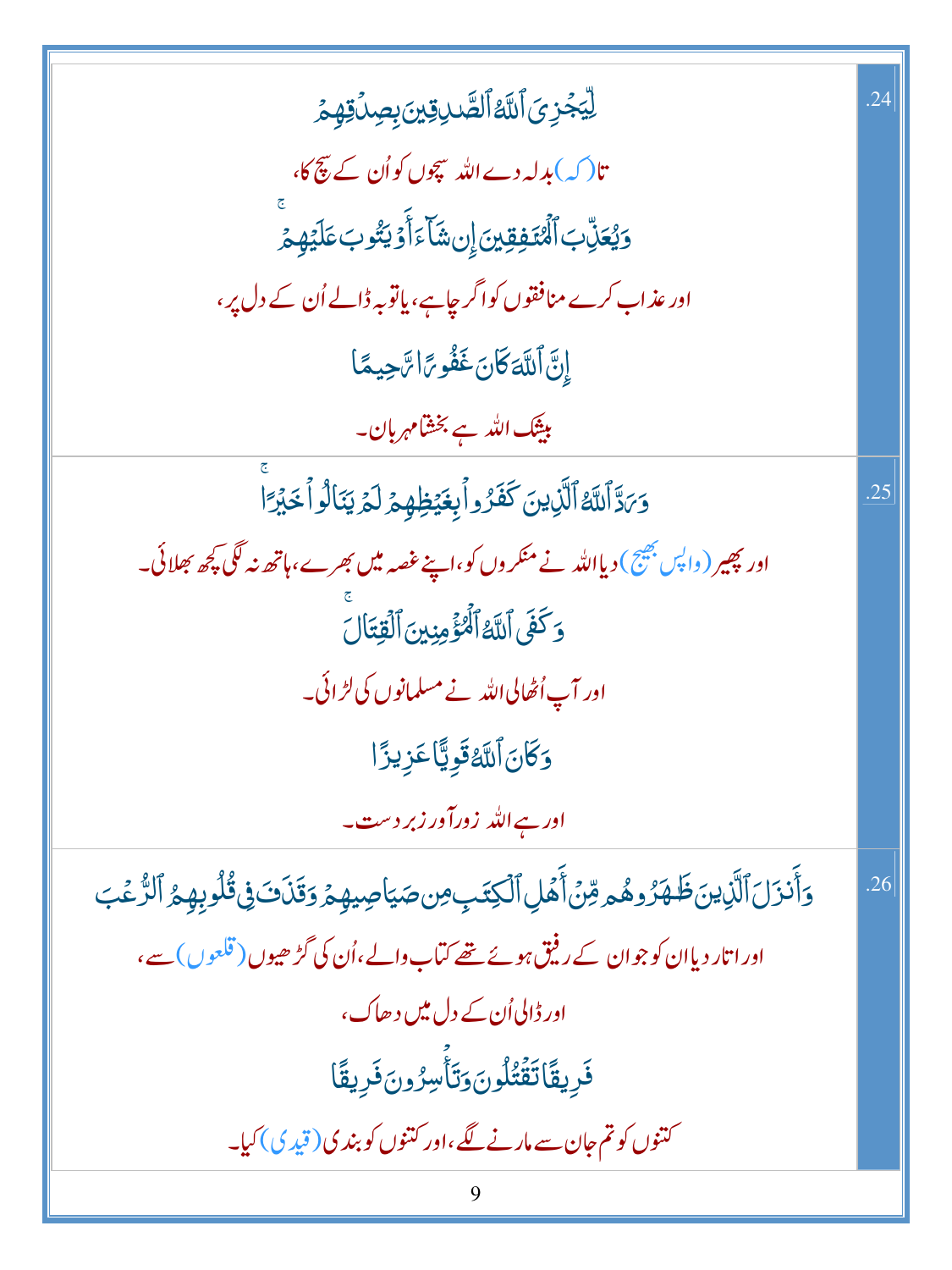| | |
|---|---|
| لِّيَجْزِيَ ٱللَّهُ ٱلصَّـٰدِقِينَ بِصِدْقِهِمْ<br>تا (کہ) بدلہ دے اللہ سچوں کو اُن کے سچ کا،<br>وَيُعَذِّبَ ٱلْمُنَـٰفِقِينَ إِن شَآءَ أَوْ يَتُوبَ عَلَيْهِمْ ۚ<br>اور عذاب کرے منافقوں کو اگر چاہے، یا توبہ ڈالے اُن کے دل پر،<br>إِنَّ ٱللَّهَ كَانَ غَفُورًا رَّحِيمًا<br>بیشک اللہ ہے بخشا مہربان۔ | .24 |
| وَرَدَّ ٱللَّهُ ٱلَّذِينَ كَفَرُوا۟ بِغَيْظِهِمْ لَمْ يَنَالُوا۟ خَيْرًا ۚ<br>اور پھیر (واپس بھیج) دیا اللہ نے منکروں کو، اپنے غصہ میں بھرے، ہاتھ نہ لگی کچھ بھلائی۔<br>وَكَفَى ٱللَّهُ ٱلْمُؤْمِنِينَ ٱلْقِتَالَ ۚ<br>اور آپ اُٹھالی اللہ نے مسلمانوں کی لڑائی۔<br>وَكَانَ ٱللَّهُ قَوِيًّا عَزِيزًا<br>اور ہے اللہ زورآور زبردست۔ | .25 |
| وَأَنزَلَ ٱلَّذِينَ ظَـٰهَرُوهُم مِّنْ أَهْلِ ٱلْكِتَـٰبِ مِن صَيَاصِيهِمْ وَقَذَفَ فِى قُلُوبِهِمُ ٱلرُّعْبَ<br>اور اتار دیا ان کو جو ان کے رفیق ہوئے تھے کتاب والے، اُن کی گڑھیوں (قلعوں) سے،<br>اور ڈالی اُن کے دل میں دھاک،<br>فَرِيقًا تَقْتُلُونَ وَتَأْسِرُونَ فَرِيقًا<br>کتنوں کو تم جان سے مارنے لگے، اور کتنوں کو بندی (قیدی) کیا۔ | .26 |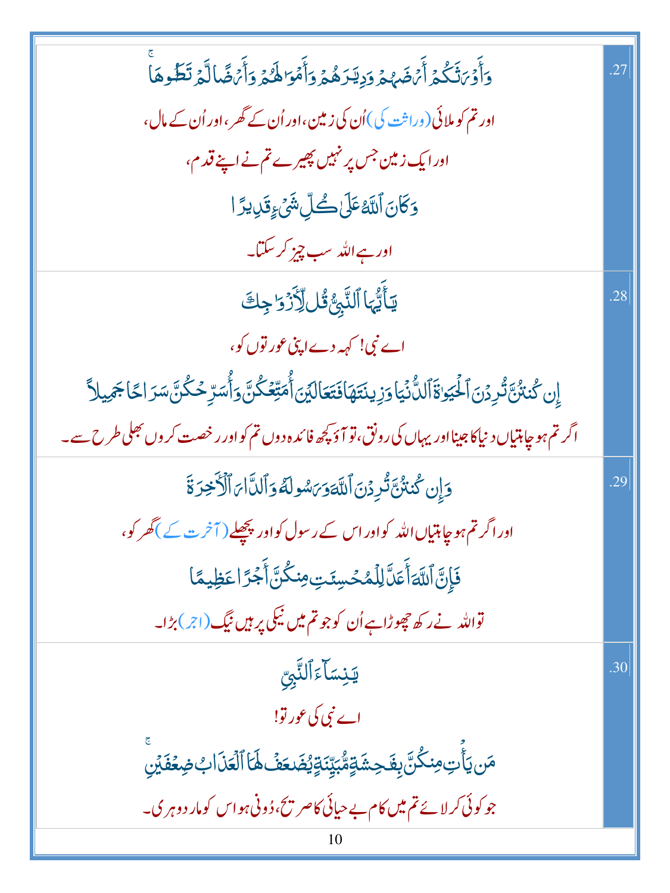| | |
|---|---|
| وَأَوۡرَثَكُمۡ أَرۡضَهُمۡ وَدِيَـٰرَهُمۡ وَأَمۡوَٲلَهُمۡ وَأَرۡضً۬ا لَّمۡ تَطَـُٔوهَا‌ۚ<br>اور تم کو ملائی (وراثت کی) اُن کی زمین، اور اُن کے گھر، اور اُن کے مال،<br>اور ایک زمین جس پر نہیں پھیرے تم نے اپنے قدم،<br>وَكَانَ ٱللَّهُ عَلَىٰ كُلِّ شَىۡءٍ۬ قَدِيرً۬ا<br>اور ہے اللہ سب چیز کر سکتا۔ | .27 |
| يَـٰٓأَيُّہَا ٱلنَّبِىُّ قُل لِّأَزۡوَٲجِكَ<br>اے نبی! کہہ دے اپنی عورتوں کو،<br>إِن كُنتُنَّ تُرِدۡنَ ٱلۡحَيَوٰةَ ٱلدُّنۡيَا وَزِينَتَهَا فَتَعَالَيۡنَ أُمَتِّعۡكُنَّ وَأُسَرِّحۡكُنَّ سَرَاحً۬ا جَمِيلاً۬<br>اگر تم ہو چاہتیاں دنیا کا جینا اور یہاں کی رونق، تو آؤ کچھ فائدہ دوں تم کو اور رخصت کروں بھلی طرح سے۔ | .28 |
| وَإِن كُنتُنَّ تُرِدۡنَ ٱللَّهَ وَرَسُولَهُ ۥ وَٱلدَّارَ ٱلۡأَخِرَةَ<br>اور اگر تم ہو چاہتیاں اللہ کو اور اس کے رسول کو اور پچھلے (آخرت کے) گھر کو،<br>فَإِنَّ ٱللَّهَ أَعَدَّ لِلۡمُحۡسِنَـٰتِ مِنكُنَّ أَجۡرًا عَظِيمً۬ا<br>تو اللہ نے رکھ چھوڑا ہے اُن کو جو تم میں نیکی پر ہیں نیگ (اجر) بڑا۔ | .29 |
| يَـٰنِسَآءَ ٱلنَّبِىِّ<br>اے نبی کی عورتو!<br>مَن يَأۡتِ مِنكُنَّ بِفَـٰحِشَةٍ۬ مُّبَيِّنَةٍ۬ يُضَـٰعَفۡ لَهَا ٱلۡعَذَابُ ضِعۡفَيۡنِ‌ۚ<br>جو کوئی کر لائے تم میں کام بے حیائی کا صریح، دُونی ہو اس کو مار دوہری۔ | .30 |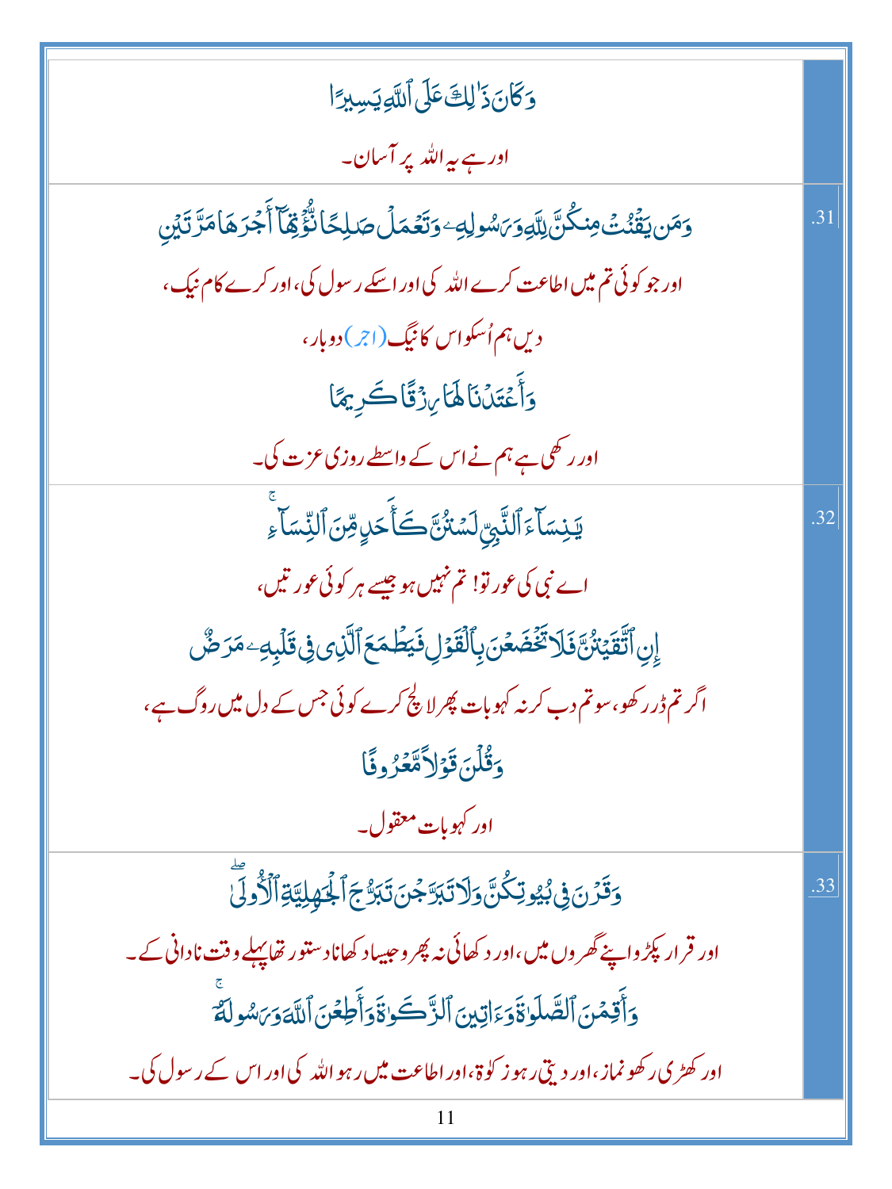| | |
|---|---|
| وَكَانَ ذَٰلِكَ عَلَى ٱللَّهِ يَسِيرًا<br>اور ہے یہ اللہ پر آسان۔ | |
| وَمَن يَقْنُتْ مِنكُنَّ لِلَّهِ وَرَسُولِهِۦ وَتَعْمَلْ صَٰلِحًا نُّؤْتِهَآ أَجْرَهَا مَرَّتَيْنِ<br>اور جو کوئی تم میں اطاعت کرے اللہ کی اور اسکے رسول کی، اور کرے کام نیک،<br>دیں ہم اُسکو اس کا نیگ (اجر) دوبار،<br>وَأَعْتَدْنَا لَهَا رِزْقًا كَرِيمًا<br>اور رکھی ہے ہم نے اس کے واسطے روزی عزت کی۔ | .31 |
| يَٰنِسَآءَ ٱلنَّبِىِّ لَسْتُنَّ كَأَحَدٍ مِّنَ ٱلنِّسَآءِ<br>اے نبی کی عورتو! تم نہیں ہو جیسے ہر کوئی عورتیں،<br>إِنِ ٱتَّقَيْتُنَّ فَلَا تَخْضَعْنَ بِٱلْقَوْلِ فَيَطْمَعَ ٱلَّذِى فِى قَلْبِهِۦ مَرَضٌ<br>اگر تم ڈر رکھو، سو تم دب کر نہ کہو بات پھر لالچ کرے کوئی جس کے دل میں روگ ہے،<br>وَقُلْنَ قَوْلًا مَّعْرُوفًا<br>اور کہو بات معقول۔ | .32 |
| وَقَرْنَ فِى بُيُوتِكُنَّ وَلَا تَبَرَّجْنَ تَبَرُّجَ ٱلْجَٰهِلِيَّةِ ٱلْأُولَىٰ<br>اور قرار پکڑو اپنے گھروں میں، اور دکھائی نہ پھرو جیسا دکھانا دستور تھا پہلے وقت نادانی کے۔<br>وَأَقِمْنَ ٱلصَّلَوٰةَ وَءَاتِينَ ٱلزَّكَوٰةَ وَأَطِعْنَ ٱللَّهَ وَرَسُولَهُۥٓ<br>اور کھڑی رکھو نماز، اور دیتی رہو زکوۃ، اور اطاعت میں رہو اللہ کی اور اس کے رسول کی۔ | .33 |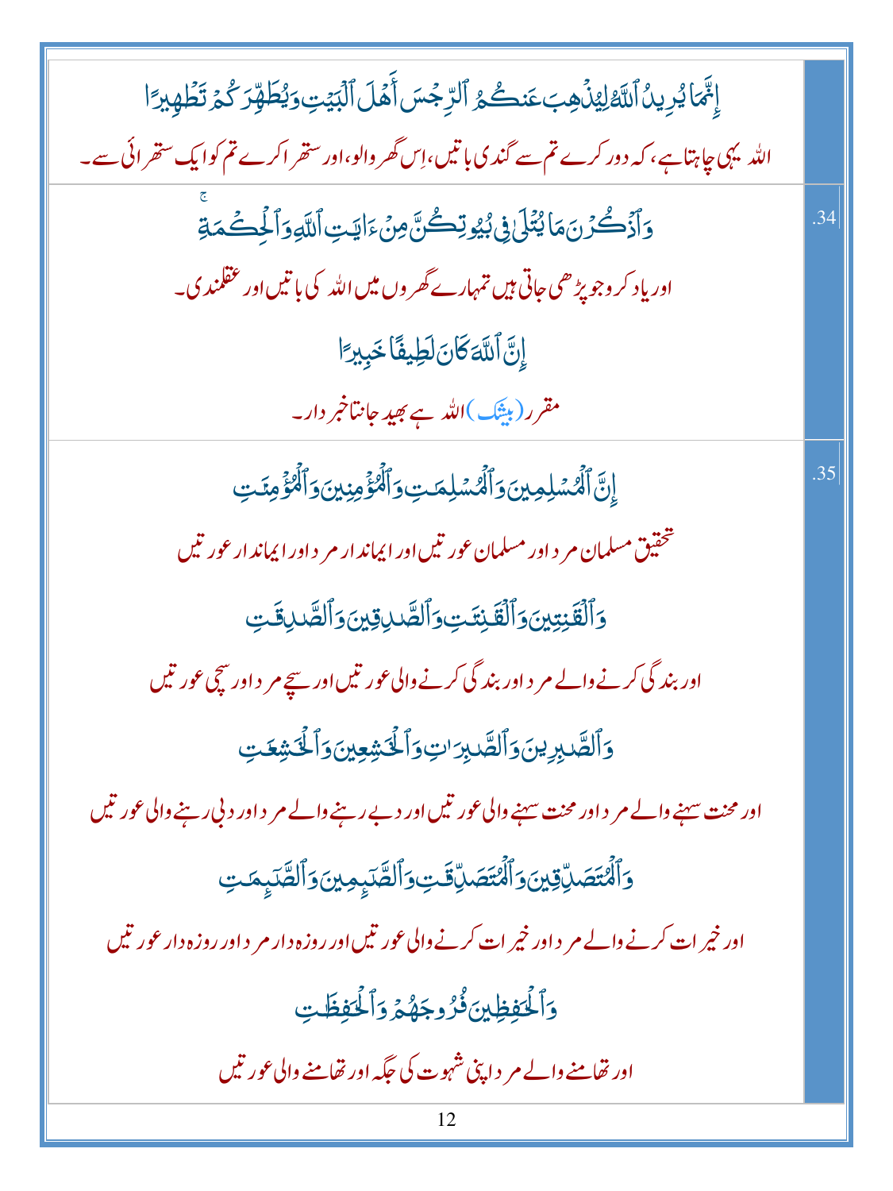إِنَّمَا يُرِيدُ ٱللَّهُ لِيُذْهِبَ عَنكُمُ ٱلرِّجْسَ أَهْلَ ٱلْبَيْتِ وَيُطَهِّرَكُمْ تَطْهِيرًا

اللہ یہی چاہتا ہے، کہ دور کرے تم سے گندی باتیں، اِس گھر والو، اور ستھرا کرے تم کو ایک ستھرائی سے۔

34. وَٱذْكُرْنَ مَا يُتْلَىٰ فِى بُيُوتِكُنَّ مِنْ ءَايَـٰتِ ٱللَّهِ وَٱلْحِكْمَةِ ۚ

اور یاد کرو جو پڑھی جاتی ہیں تمہارے گھروں میں اللہ کی باتیں اور عقلمندی۔

إِنَّ ٱللَّهَ كَانَ لَطِيفًا خَبِيرًا

مقرر (بیشک) اللہ ہے بھید جانتا خبر دار۔

35. إِنَّ ٱلْمُسْلِمِينَ وَٱلْمُسْلِمَـٰتِ وَٱلْمُؤْمِنِينَ وَٱلْمُؤْمِنَـٰتِ

تحقیق مسلمان مرد اور مسلمان عورتیں اور ایماندار مرد اور ایماندار عورتیں

وَٱلْقَـٰنِتِينَ وَٱلْقَـٰنِتَـٰتِ وَٱلصَّـٰدِقِينَ وَٱلصَّـٰدِقَـٰتِ

اور بندگی کرنے والے مرد اور بندگی کرنے والی عورتیں اور سچے مرد اور سچی عورتیں

وَٱلصَّـٰبِرِينَ وَٱلصَّـٰبِرَٰتِ وَٱلْخَـٰشِعِينَ وَٱلْخَـٰشِعَـٰتِ

اور محنت سہنے والے مرد اور محنت سہنے والی عورتیں اور دبے رہنے والے مرد اور دبی رہنے والی عورتیں

وَٱلْمُتَصَدِّقِينَ وَٱلْمُتَصَدِّقَـٰتِ وَٱلصَّـٰٓئِمِينَ وَٱلصَّـٰٓئِمَـٰتِ

اور خیرات کرنے والے مرد اور خیرات کرنے والی عورتیں اور روزہ دار مرد اور روزہ دار عورتیں

وَٱلْحَـٰفِظِينَ فُرُوجَهُمْ وَٱلْحَـٰفِظَـٰتِ

اور تھامنے والے مرد اپنی شہوت کی جگہ اور تھامنے والی عورتیں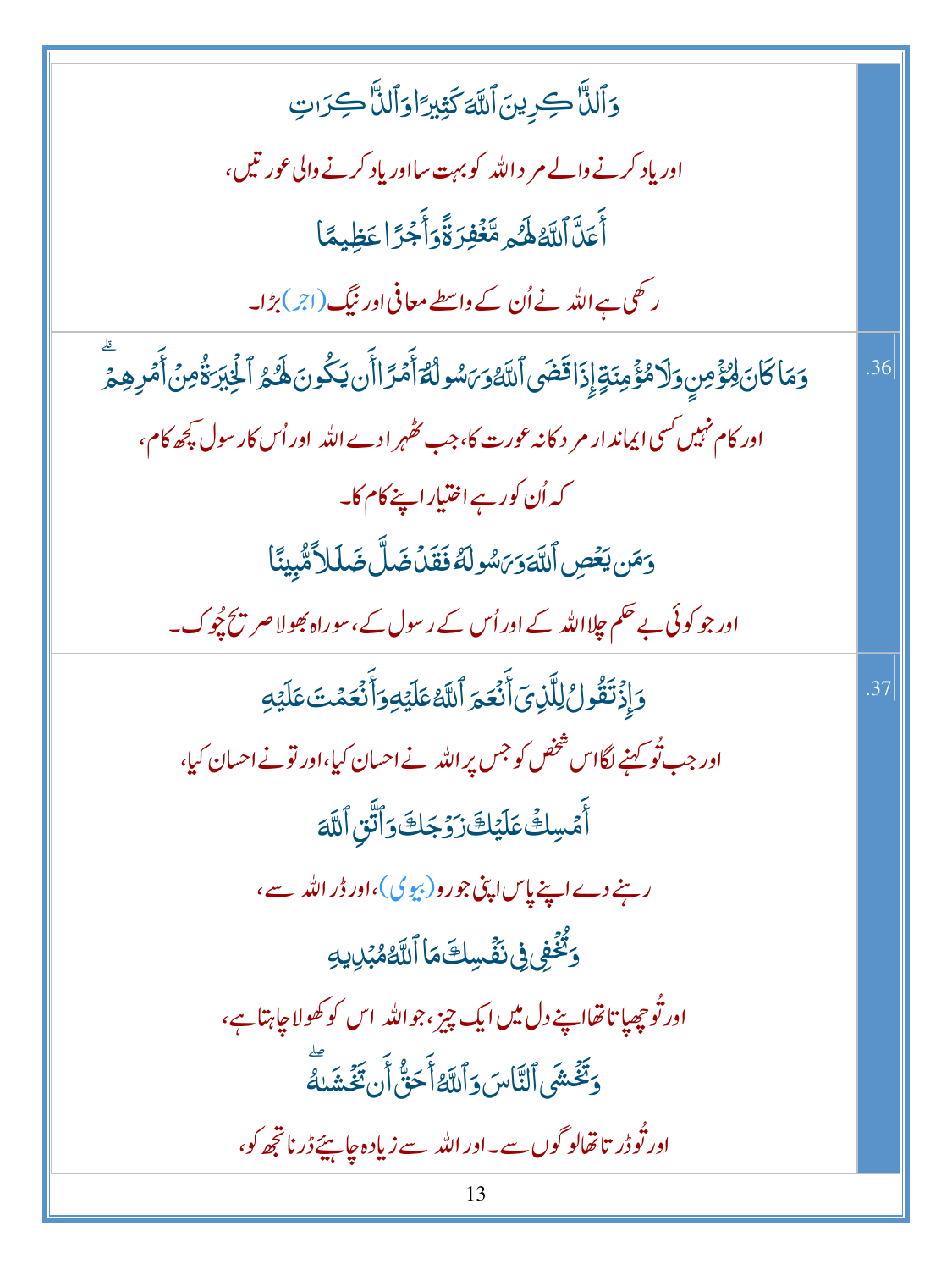وَٱلذَّٰكِرِينَ ٱللَّهَ كَثِيرًا وَٱلذَّٰكِرَٰتِ

اور یاد کرنے والے مرد اللہ کو بہت سا اور یاد کرنے والی عورتیں،

أَعَدَّ ٱللَّهُ لَهُم مَّغْفِرَةً وَأَجْرًا عَظِيمًا

رکھی ہے اللہ نے اُن کے واسطے معافی اور نیگ (اجر) بڑا۔

.36

وَمَا كَانَ لِمُؤْمِنٍ وَلَا مُؤْمِنَةٍ إِذَا قَضَى ٱللَّهُ وَرَسُولُهُۥٓ أَمْرًا أَن يَكُونَ لَهُمُ ٱلْخِيَرَةُ مِنْ أَمْرِهِمْ ۗ

اور کام نہیں کسی ایماندار مرد کا نہ عورت کا، جب ٹھہرادے اللہ اور اُس کا رسول کچھ کام،

کہ اُن کو رہے اختیار اپنے کام کا۔

وَمَن يَعْصِ ٱللَّهَ وَرَسُولَهُۥ فَقَدْ ضَلَّ ضَلَٰلًا مُّبِينًا

اور جو کوئی بے حکم چلا اللہ کے اور اُس کے رسول کے، سو راہ بھولا صریح چُوک۔

.37

وَإِذْ تَقُولُ لِلَّذِىٓ أَنْعَمَ ٱللَّهُ عَلَيْهِ وَأَنْعَمْتَ عَلَيْهِ

اور جب تُو کہنے لگا اس شخص کو جس پر اللہ نے احسان کیا، اور تو نے احسان کیا،

أَمْسِكْ عَلَيْكَ زَوْجَكَ وَٱتَّقِ ٱللَّهَ

رہنے دے اپنے پاس اپنی جورو (بیوی)، اور ڈر اللہ سے،

وَتُخْفِى فِى نَفْسِكَ مَا ٱللَّهُ مُبْدِيهِ

اور تُو چھپاتا تھا اپنے دل میں ایک چیز، جو اللہ اس کو کھولا چاہتا ہے،

وَتَخْشَى ٱلنَّاسَ وَٱللَّهُ أَحَقُّ أَن تَخْشَىٰهُ ۖ

اور تُو ڈرتا تھا لوگوں سے۔ اور اللہ سے زیادہ چاہیئے ڈرنا تجھ کو،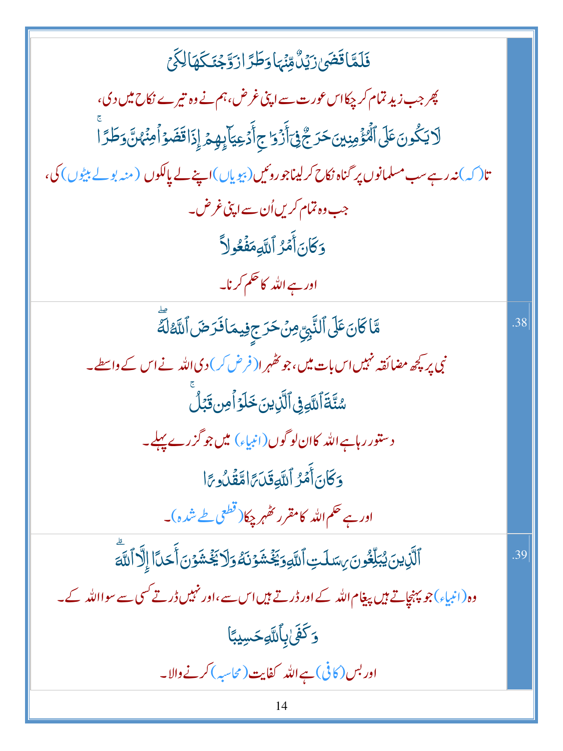فَلَمَّا قَضَىٰ زَيْدٌ مِّنْهَا وَطَرًا زَوَّجْنَاكَهَا لِكَيْ

پھر جب زید تمام کر چکا اس عورت سے اپنی غرض، ہم نے وہ تیرے نکاح میں دی،

لَا يَكُونَ عَلَى ٱلْمُؤْمِنِينَ حَرَجٌ فِىٓ أَزْوَٰجِ أَدْعِيَآئِهِمْ إِذَا قَضَوْا۟ مِنْهُنَّ وَطَرًا ۚ

تا (کہ) نہ رہے سب مسلمانوں پر گناہ نکاح کر لینا جورو ئیں (بیویاں) اپنے لے پالکوں (منہ بولے بیٹوں) کی،

جب وہ تمام کریں اُن سے اپنی غرض۔

وَكَانَ أَمْرُ ٱللَّهِ مَفْعُولًا

اور ہے اللہ کا حکم کرنا۔

38. مَّا كَانَ عَلَى ٱلنَّبِىِّ مِنْ حَرَجٍ فِيمَا فَرَضَ ٱللَّهُ لَهُۥ ۖ

نبی پر کچھ مضائقہ نہیں اس بات میں، جو ٹھہرا (فرض کر) دی اللہ نے اس کے واسطے۔

سُنَّةَ ٱللَّهِ فِى ٱلَّذِينَ خَلَوْا۟ مِن قَبْلُ ۚ

دستور رہا ہے اللہ کا ان لوگوں (انبیاء) میں جو گزرے پہلے۔

وَكَانَ أَمْرُ ٱللَّهِ قَدَرًا مَّقْدُورًا

اور ہے حکم اللہ کا مقرر ٹھہر چکا (قطعی طے شدہ)۔

39. ٱلَّذِينَ يُبَلِّغُونَ رِسَٰلَٰتِ ٱللَّهِ وَيَخْشَوْنَهُۥ وَلَا يَخْشَوْنَ أَحَدًا إِلَّا ٱللَّهَ ۗ

وہ (انبیاء) جو پہنچاتے ہیں پیغام اللہ کے اور ڈرتے ہیں اس سے، اور نہیں ڈرتے کسی سے سوا اللہ کے۔

وَكَفَىٰ بِٱللَّهِ حَسِيبًا

اور بس (کافی) ہے اللہ کفایت (محاسبہ) کرنے والا۔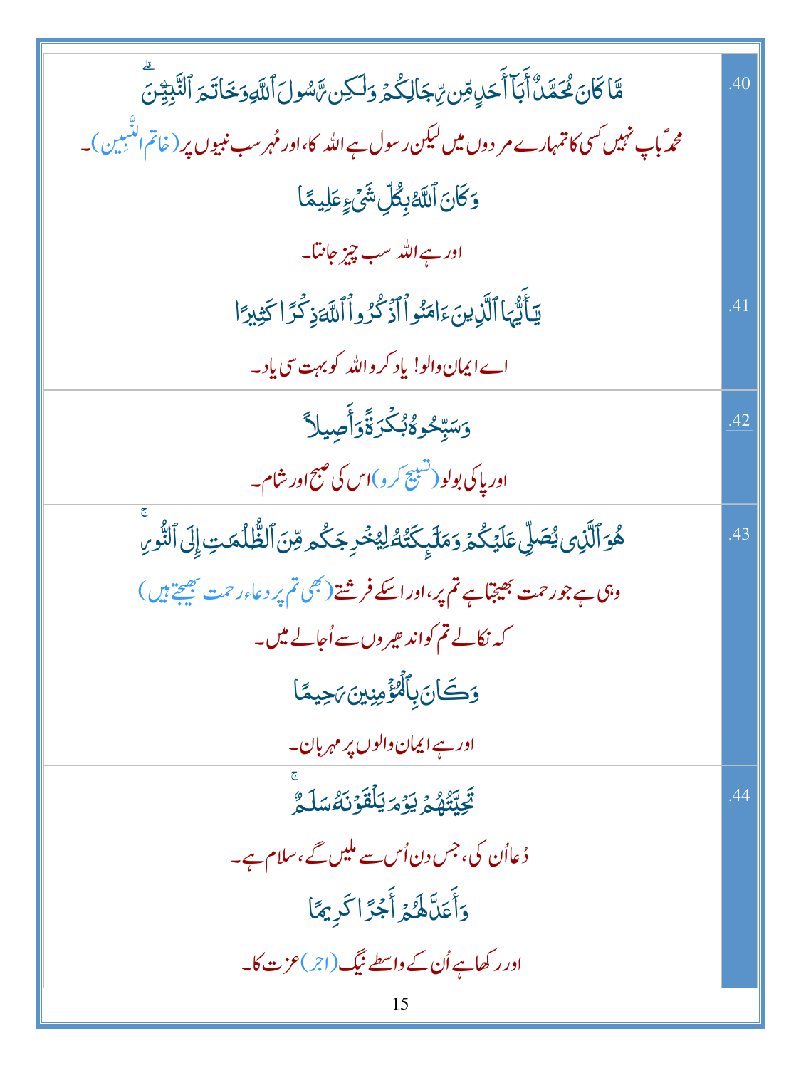| | |
|---|---|
| مَّا كَانَ مُحَمَّدٌ أَبَآ أَحَدٍ مِّن رِّجَالِكُمْ وَلَٰكِن رَّسُولَ ٱللَّهِ وَخَاتَمَ ٱلنَّبِيِّـۧنَ ۗ<br>محمدؐ باپ نہیں کسی کا تمہارے مردوں میں لیکن رسول ہے اللہ کا، اور مُہر سب نبیوں پر (خاتم النّبیین)۔<br>وَكَانَ ٱللَّهُ بِكُلِّ شَىْءٍ عَلِيمًا<br>اور ہے اللہ سب چیز جانتا۔ | .40 |
| يَٰٓأَيُّهَا ٱلَّذِينَ ءَامَنُوا۟ ٱذْكُرُوا۟ ٱللَّهَ ذِكْرًا كَثِيرًا<br>اے ایمان والو! یاد کرو اللہ کو بہت سی یاد۔ | .41 |
| وَسَبِّحُوهُ بُكْرَةً وَأَصِيلًا<br>اور پاکی بولو (تسبیح کرو) اس کی صبح اور شام۔ | .42 |
| هُوَ ٱلَّذِى يُصَلِّى عَلَيْكُمْ وَمَلَٰٓئِكَتُهُۥ لِيُخْرِجَكُم مِّنَ ٱلظُّلُمَٰتِ إِلَى ٱلنُّورِ ۚ<br>وہی ہے جو رحمت بھیجتا ہے تم پر، اور اسکے فرشتے (بھی تم پر دعاء رحمت بھیجتے ہیں)<br>کہ نکالے تم کو اندھیروں سے اُجالے میں۔<br>وَكَانَ بِٱلْمُؤْمِنِينَ رَحِيمًا<br>اور ہے ایمان والوں پر مہربان۔ | .43 |
| تَحِيَّتُهُمْ يَوْمَ يَلْقَوْنَهُۥ سَلَٰمٌ ۚ<br>دُعا اُن کی، جس دن اُس سے ملیں گے، سلام ہے۔<br>وَأَعَدَّ لَهُمْ أَجْرًا كَرِيمًا<br>اور رکھا ہے اُن کے واسطے نیگ (اجر) عزت کا۔ | .44 |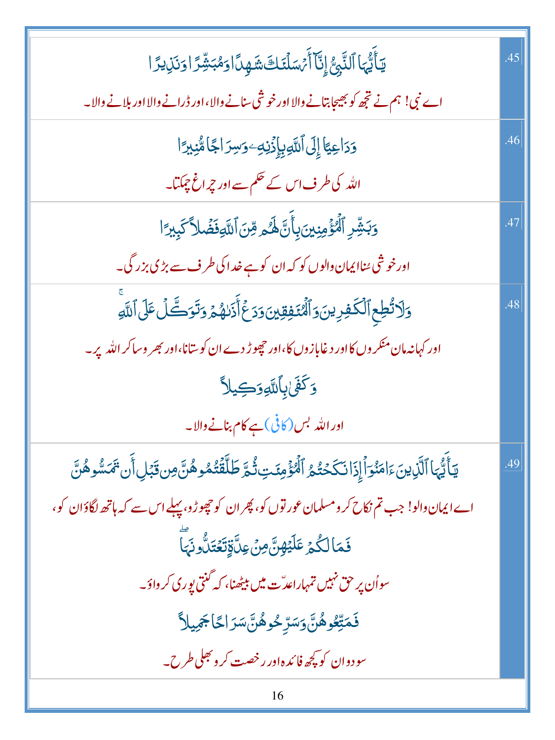| | |
|---|---|
| يَـٰٓأَيُّهَا ٱلنَّبِىُّ إِنَّآ أَرْسَلْنَـٰكَ شَـٰهِدًا وَمُبَشِّرًا وَنَذِيرًا<br><br>اے نبی! ہم نے تجھ کو بھیجا بتانے والا اور خوشی سنانے والا، اور ڈرانے والا اور بلانے والا۔ | .45 |
| وَدَاعِيًا إِلَى ٱللَّهِ بِإِذْنِهِۦ وَسِرَاجًا مُّنِيرًا<br><br>اللہ کی طرف اس کے حکم سے اور چراغ چمکتا۔ | .46 |
| وَبَشِّرِ ٱلْمُؤْمِنِينَ بِأَنَّ لَهُم مِّنَ ٱللَّهِ فَضْلًا كَبِيرًا<br><br>اور خوشی سُنا ایمان والوں کو کہ ان کو ہے خدا کی طرف سے بڑی بزرگی۔ | .47 |
| وَلَا تُطِعِ ٱلْكَـٰفِرِينَ وَٱلْمُنَـٰفِقِينَ وَدَعْ أَذَىٰهُمْ وَتَوَكَّلْ عَلَى ٱللَّهِ ۚ<br><br>اور کہا نہ مان منکروں کا اور دغابازوں کا، اور چھوڑ دے ان کو ستانا، اور بھروسا کر اللہ پر۔<br><br>وَكَفَىٰ بِٱللَّهِ وَكِيلًا<br><br>اور اللہ بس (کافی) ہے کام بنانے والا۔ | .48 |
| يَـٰٓأَيُّهَا ٱلَّذِينَ ءَامَنُوٓا۟ إِذَا نَكَحْتُمُ ٱلْمُؤْمِنَـٰتِ ثُمَّ طَلَّقْتُمُوهُنَّ مِن قَبْلِ أَن تَمَسُّوهُنَّ<br><br>اے ایمان والو! جب تم نکاح کرو مسلمان عورتوں کو، پھر ان کو چھوڑو، پہلے اس سے کہ ہاتھ لگاؤ ان کو،<br><br>فَمَا لَكُمْ عَلَيْهِنَّ مِنْ عِدَّةٍ تَعْتَدُّونَهَا ۖ<br><br>سو اُن پر حق نہیں تمہارا عدّت میں بیٹھنا، کہ گنتی پوری کرواؤ۔<br><br>فَمَتِّعُوهُنَّ وَسَرِّحُوهُنَّ سَرَاحًا جَمِيلًا<br><br>سو دو ان کو کچھ فائدہ اور رخصت کرو بھلی طرح۔ | .49 |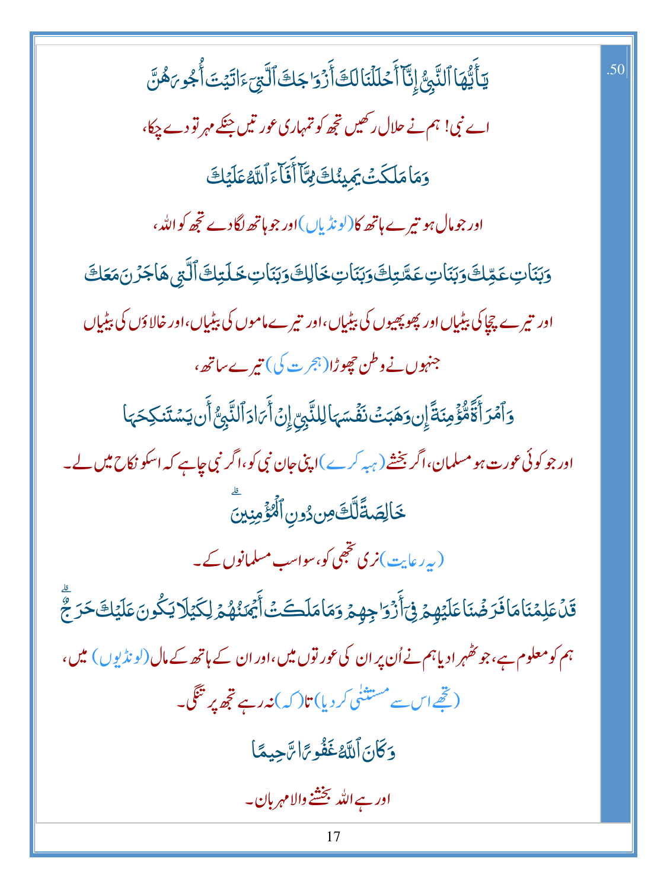.50

يَٰٓأَيُّهَا ٱلنَّبِىُّ إِنَّآ أَحْلَلْنَا لَكَ أَزْوَٰجَكَ ٱلَّٰتِىٓ ءَاتَيْتَ أُجُورَهُنَّ

اے نبی! ہم نے حلال رکھیں تجھ کو تمہاری عورتیں جنکے مہر تو دے چکا،

وَمَا مَلَكَتْ يَمِينُكَ مِمَّآ أَفَآءَ ٱللَّهُ عَلَيْكَ

اور جو مال ہو تیرے ہاتھ کا(لونڈیاں)اور جو ہاتھ لگادے تجھ کو اللہ،

وَبَنَاتِ عَمِّكَ وَبَنَاتِ عَمَّٰتِكَ وَبَنَاتِ خَالِكَ وَبَنَاتِ خَٰلَٰتِكَ ٱلَّٰتِى هَاجَرْنَ مَعَكَ

اور تیرے چچا کی بیٹیاں اور پھوپھیوں کی بیٹیاں، اور تیرے ماموں کی بیٹیاں، اور خالاؤں کی بیٹیاں

جنھوں نے وطن چھوڑا(ہجرت کی) تیرے ساتھ،

وَٱمْرَأَةً مُّؤْمِنَةً إِن وَهَبَتْ نَفْسَهَا لِلنَّبِىِّ إِنْ أَرَادَ ٱلنَّبِىُّ أَن يَسْتَنكِحَهَا

اور جو کوئی عورت ہو مسلمان، اگر بخشے(ہبہ کرے)اپنی جان نبی کو، اگر نبی چاہے کہ اسکو نکاح میں لے۔

خَالِصَةً لَّكَ مِن دُونِ ٱلْمُؤْمِنِينَ ۗ

(یہ رعایت)نری تجھی کو، سواسب مسلمانوں کے۔

قَدْ عَلِمْنَا مَا فَرَضْنَا عَلَيْهِمْ فِىٓ أَزْوَٰجِهِمْ وَمَا مَلَكَتْ أَيْمَٰنُهُمْ لِكَيْلَا يَكُونَ عَلَيْكَ حَرَجٌ ۗ

ہم کو معلوم ہے، جو ٹھہرا دیا ہم نے اُن پر ان کی عورتوں میں، اور ان کے ہاتھ کے مال(لونڈیوں) میں،

(تجھے اس سے مستثنٰی کر دیا) تا(کہ) نہ رہے تجھ پر تنگی۔

وَكَانَ ٱللَّهُ غَفُورًا رَّحِيمًا

اور ہے اللہ بخشنے والا مہربان۔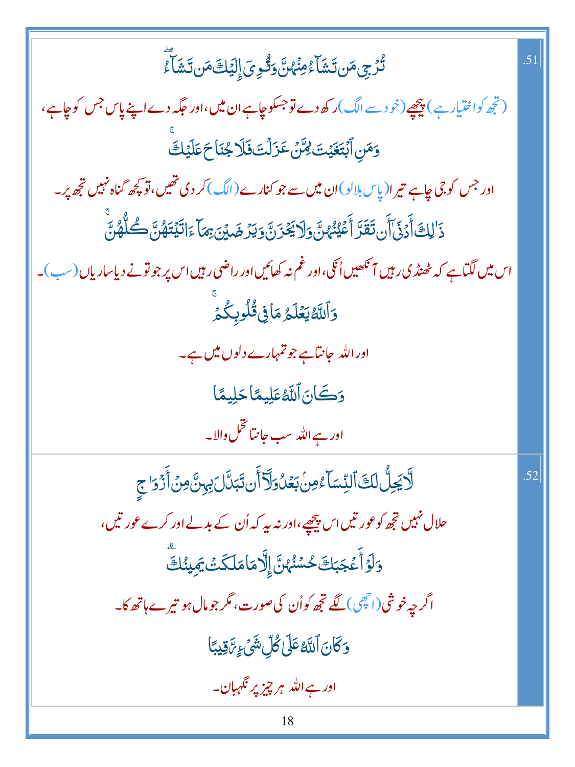| | |
|---|---|
| .51 | تُرْجِي مَن تَشَآءُ مِنْهُنَّ وَتُـْٔوِيٓ إِلَيْكَ مَن تَشَآءُ ۖ<br>(تجھ کو اختیار ہے) پیچھے (خود سے الگ) رکھ دے تو جسکو چاہے ان میں، اور جگہ دے اپنے پاس جس کو چاہے،<br>وَمَنِ ٱبْتَغَيْتَ مِمَّنْ عَزَلْتَ فَلَا جُنَاحَ عَلَيْكَ ۚ<br>اور جس کو جی چاہے تیرا (پاس بلالو) ان میں سے جو کنارے (الگ) کردی تھیں، تو کچھ گناہ نہیں تجھ پر۔<br>ذَٰلِكَ أَدْنَىٰٓ أَن تَقَرَّ أَعْيُنُهُنَّ وَلَا يَحْزَنَّ وَيَرْضَيْنَ بِمَآ ءَاتَيْتَهُنَّ كُلُّهُنَّ ۚ<br>اس میں لگتا ہے کہ ٹھنڈی رہیں آنکھیں اُنکی، اور غم نہ کھائیں اور راضی رہیں اس پر جو تو نے دیا ساریاں (سب)۔<br>وَٱللَّهُ يَعْلَمُ مَا فِى قُلُوبِكُمْ ۚ<br>اور اللہ جانتا ہے جو تمہارے دلوں میں ہے۔<br>وَكَانَ ٱللَّهُ عَلِيمًا حَلِيمًا<br>اور ہے اللہ سب جانتا تحمل والا۔ |
| .52 | لَّا يَحِلُّ لَكَ ٱلنِّسَآءُ مِنۢ بَعْدُ وَلَآ أَن تَبَدَّلَ بِهِنَّ مِنْ أَزْوَاجٍ<br>حلال نہیں تجھ کو عورتیں اس پیچھے، اور نہ یہ کہ اُن کے بدلے اور کرے عورتیں،<br>وَلَوْ أَعْجَبَكَ حُسْنُهُنَّ إِلَّا مَا مَلَكَتْ يَمِينُكَ ۗ<br>اگرچہ خوشی (اچھی) لگے تجھ کو اُن کی صورت، مگر جو مال ہو تیرے ہاتھ کا۔<br>وَكَانَ ٱللَّهُ عَلَىٰ كُلِّ شَىْءٍ رَّقِيبًا<br>اور ہے اللہ ہر چیز پر نگہبان۔ |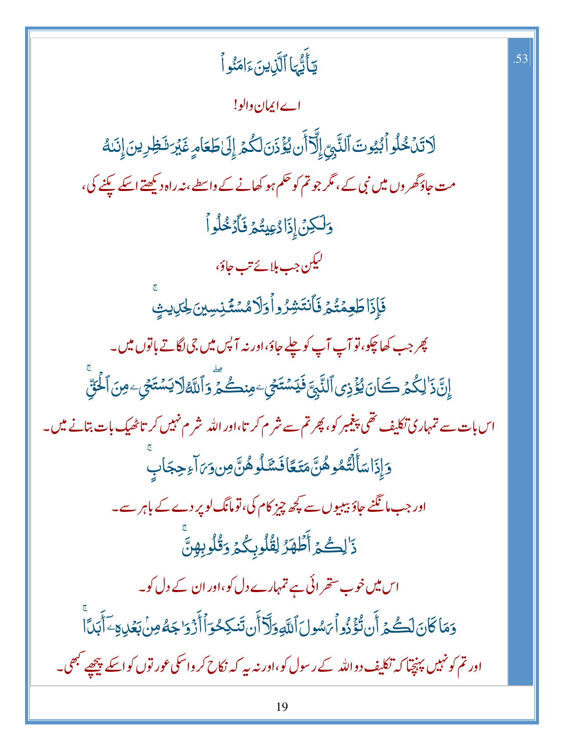.53

يَـٰٓأَيُّهَا ٱلَّذِينَ ءَامَنُوا۟

اے ایمان والو!

لَا تَدْخُلُوا۟ بُيُوتَ ٱلنَّبِىِّ إِلَّآ أَن يُؤْذَنَ لَكُمْ إِلَىٰ طَعَامٍ غَيْرَ نَـٰظِرِينَ إِنَىٰهُ

مت جاؤ گھروں میں نبی کے، مگر جو تم کو حکم ہو کھانے کے واسطے، نہ راہ دیکھتے اسکے پکنے کی،

وَلَـٰكِنْ إِذَا دُعِيتُمْ فَٱدْخُلُوا۟

لیکن جب بلائے تب جاؤ،

فَإِذَا طَعِمْتُمْ فَٱنتَشِرُوا۟ وَلَا مُسْتَـْٔنِسِينَ لِحَدِيثٍ ۚ

پھر جب کھا چکو، تو آپ آپ کو چلے جاؤ، اور نہ آپس میں جی لگاتے باتوں میں۔

إِنَّ ذَٰلِكُمْ كَانَ يُؤْذِى ٱلنَّبِىَّ فَيَسْتَحْىِۦ مِنكُمْ ۖ وَٱللَّهُ لَا يَسْتَحْىِۦ مِنَ ٱلْحَقِّ ۚ

اس بات سے تمہاری تکلیف تھی پیغمبر کو، پھر تم سے شرم کرتا، اور اللہ شرم نہیں کرتا ٹھیک بات بتانے میں۔

وَإِذَا سَأَلْتُمُوهُنَّ مَتَـٰعًا فَسْـَٔلُوهُنَّ مِن وَرَآءِ حِجَابٍ ۚ

اور جب مانگنے جاؤ بیبیوں سے کچھ چیز کام کی، تو مانگ لو پردے کے باہر سے۔

ذَٰلِكُمْ أَطْهَرُ لِقُلُوبِكُمْ وَقُلُوبِهِنَّ ۚ

اس میں خوب ستھرائی ہے تمہارے دل کو، اور ان کے دل کو۔

وَمَا كَانَ لَكُمْ أَن تُؤْذُوا۟ رَسُولَ ٱللَّهِ وَلَآ أَن تَنكِحُوٓا۟ أَزْوَٰجَهُۥ مِنۢ بَعْدِهِۦٓ أَبَدًا ۚ

اور تم کو نہیں پہنچتا کہ تکلیف دو اللہ کے رسول کو، اور نہ یہ کہ نکاح کرو اسکی عورتوں کو اسکے پیچھے کبھی۔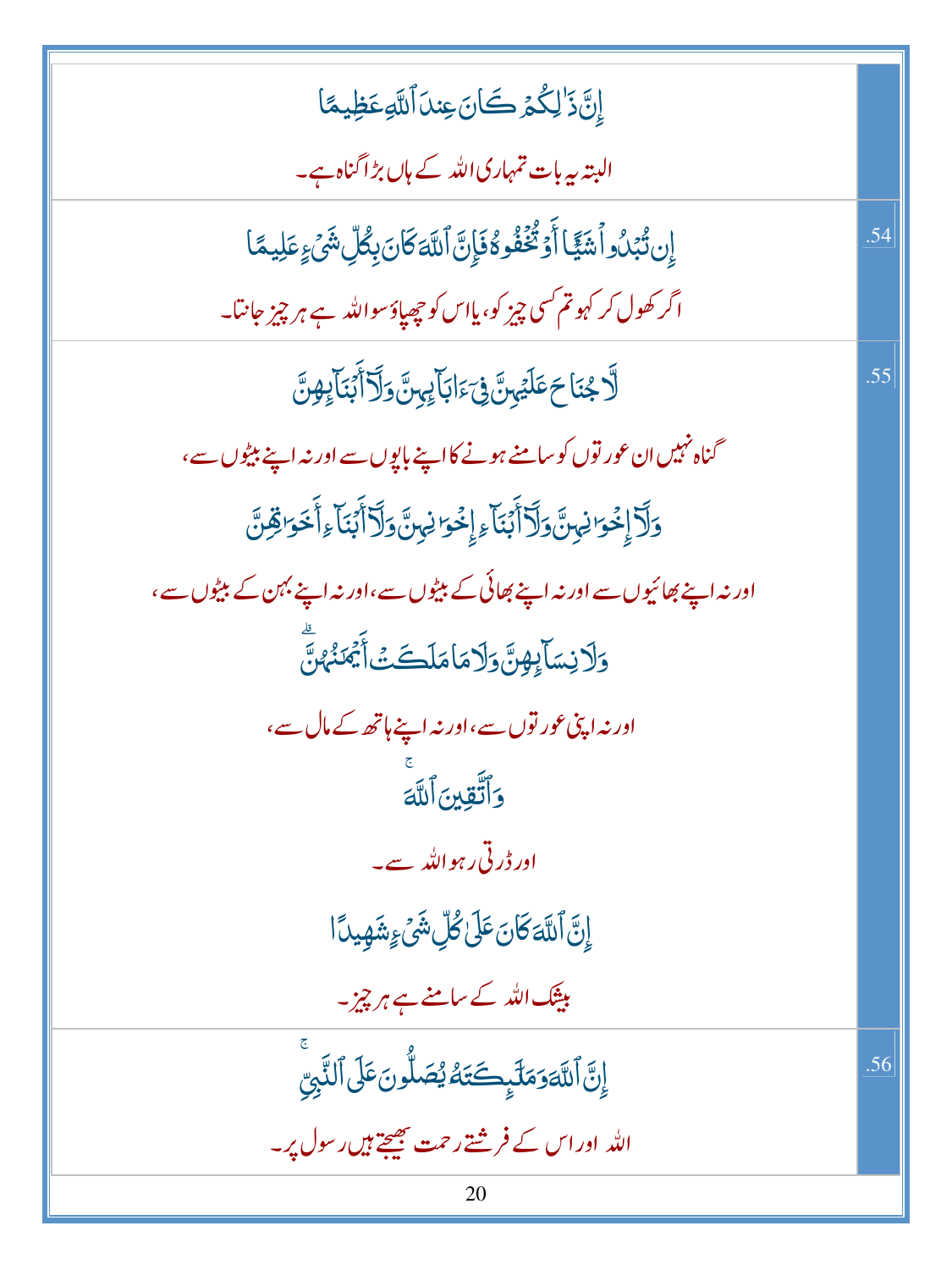| | |
|---|---|
| إِنَّ ذَٰلِكُمْ كَانَ عِندَ ٱللَّهِ عَظِيمًا<br><br>البتہ یہ بات تمہاری اللہ کے ہاں بڑا گناہ ہے۔ | |
| إِن تُبْدُوا۟ شَيْـًٔا أَوْ تُخْفُوهُ فَإِنَّ ٱللَّهَ كَانَ بِكُلِّ شَىْءٍ عَلِيمًا<br><br>اگر کھول کر کہو تم کسی چیز کو، یا اس کو چھپاؤ سو اللہ ہے ہر چیز جانتا۔ | .54 |
| لَّا جُنَاحَ عَلَيْهِنَّ فِىٓ ءَابَآئِهِنَّ وَلَآ أَبْنَآئِهِنَّ<br><br>گناہ نہیں ان عورتوں کو سامنے ہونے کا اپنے باپوں سے اور نہ اپنے بیٹوں سے،<br><br>وَلَآ إِخْوَٰنِهِنَّ وَلَآ أَبْنَآءِ إِخْوَٰنِهِنَّ وَلَآ أَبْنَآءِ أَخَوَٰتِهِنَّ<br><br>اور نہ اپنے بھائیوں سے اور نہ اپنے بھائی کے بیٹوں سے، اور نہ اپنے بہن کے بیٹوں سے،<br><br>وَلَا نِسَآئِهِنَّ وَلَا مَا مَلَكَتْ أَيْمَٰنُهُنَّ<br><br>اور نہ اپنی عورتوں سے، اور نہ اپنے ہاتھ کے مال سے،<br><br>وَٱتَّقِينَ ٱللَّهَ<br><br>اور ڈرتی رہو اللہ سے۔<br><br>إِنَّ ٱللَّهَ كَانَ عَلَىٰ كُلِّ شَىْءٍ شَهِيدًا<br><br>بیشک اللہ کے سامنے ہے ہر چیز۔ | .55 |
| إِنَّ ٱللَّهَ وَمَلَٰٓئِكَتَهُۥ يُصَلُّونَ عَلَى ٱلنَّبِىِّ<br><br>اللہ اور اس کے فرشتے رحمت بھیجتے ہیں رسول پر۔ | .56 |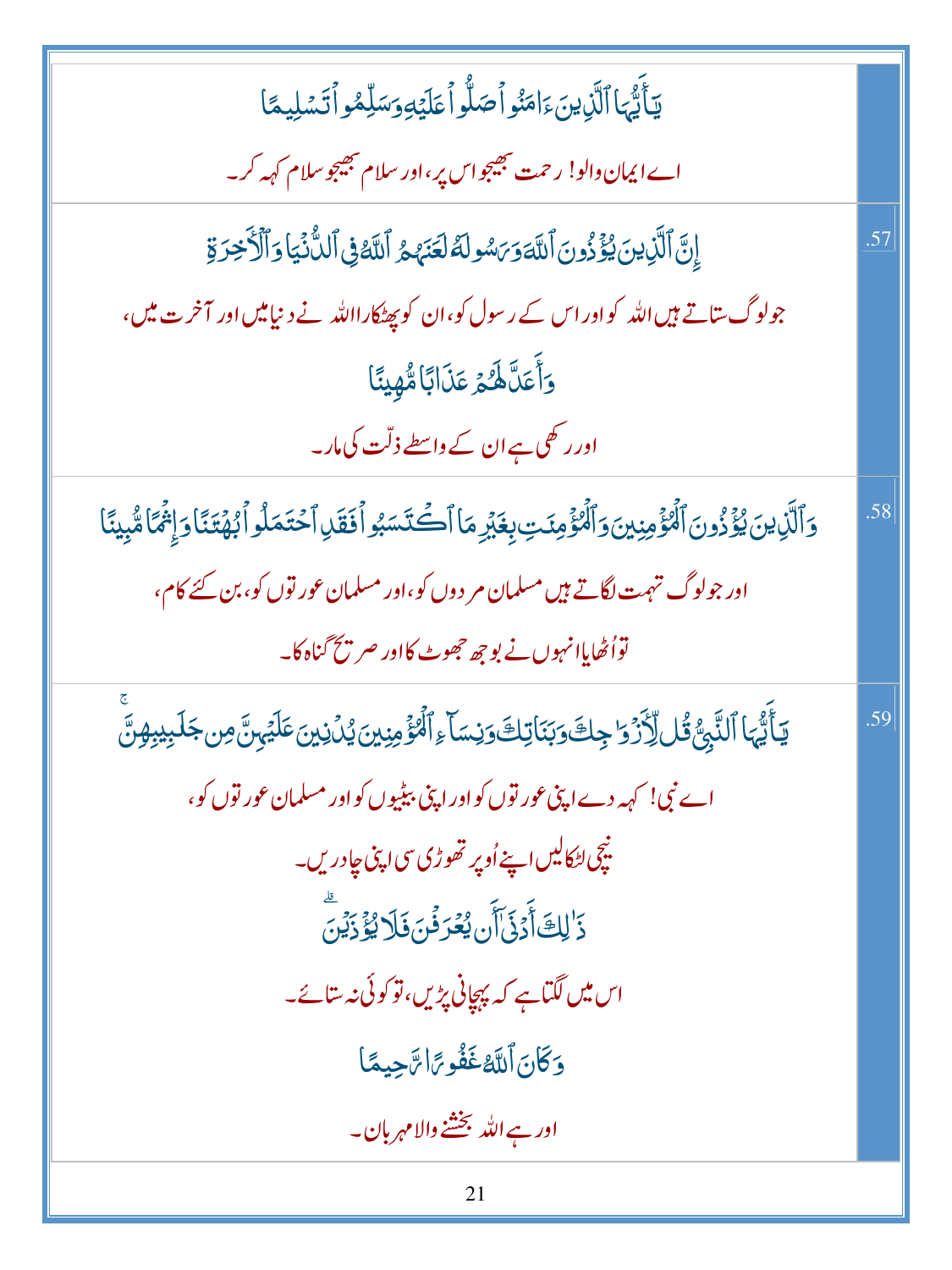| | |
|---|---|
| يَٰٓأَيُّهَا ٱلَّذِينَ ءَامَنُوا۟ صَلُّوا۟ عَلَيْهِ وَسَلِّمُوا۟ تَسْلِيمًا<br><br>اے ایمان والو! رحمت بھیجو اس پر، اور سلام بھیجو سلام کہہ کر۔ | |
| إِنَّ ٱلَّذِينَ يُؤْذُونَ ٱللَّهَ وَرَسُولَهُۥ لَعَنَهُمُ ٱللَّهُ فِى ٱلدُّنْيَا وَٱلْءَاخِرَةِ<br><br>جو لوگ ستاتے ہیں اللہ کو اور اس کے رسول کو، ان کو پھٹکارا اللہ نے دنیا میں اور آخرت میں،<br><br>وَأَعَدَّ لَهُمْ عَذَابًا مُّهِينًا<br><br>اور رکھی ہے ان کے واسطے ذلّت کی مار۔ | .57 |
| وَٱلَّذِينَ يُؤْذُونَ ٱلْمُؤْمِنِينَ وَٱلْمُؤْمِنَٰتِ بِغَيْرِ مَا ٱكْتَسَبُوا۟ فَقَدِ ٱحْتَمَلُوا۟ بُهْتَٰنًا وَإِثْمًا مُّبِينًا<br><br>اور جو لوگ تہمت لگاتے ہیں مسلمان مردوں کو، اور مسلمان عورتوں کو، بن کئے کام،<br><br>تو اُٹھایا انہوں نے بوجھ جھوٹ کا اور صریح گناہ کا۔ | .58 |
| يَٰٓأَيُّهَا ٱلنَّبِىُّ قُل لِّأَزْوَٰجِكَ وَبَنَاتِكَ وَنِسَآءِ ٱلْمُؤْمِنِينَ يُدْنِينَ عَلَيْهِنَّ مِن جَلَٰبِيبِهِنَّ<br><br>اے نبی! کہہ دے اپنی عورتوں کو اور اپنی بیٹیوں کو اور مسلمان عورتوں کو،<br><br>نیچی لٹکالیں اپنے اُوپر تھوڑی سی اپنی چادریں۔<br><br>ذَٰلِكَ أَدْنَىٰٓ أَن يُعْرَفْنَ فَلَا يُؤْذَيْنَ<br><br>اس میں لگتا ہے کہ پہچانی پڑیں، تو کوئی نہ ستائے۔<br><br>وَكَانَ ٱللَّهُ غَفُورًا رَّحِيمًا<br><br>اور ہے اللہ بخشنے والا مہربان۔ | .59 |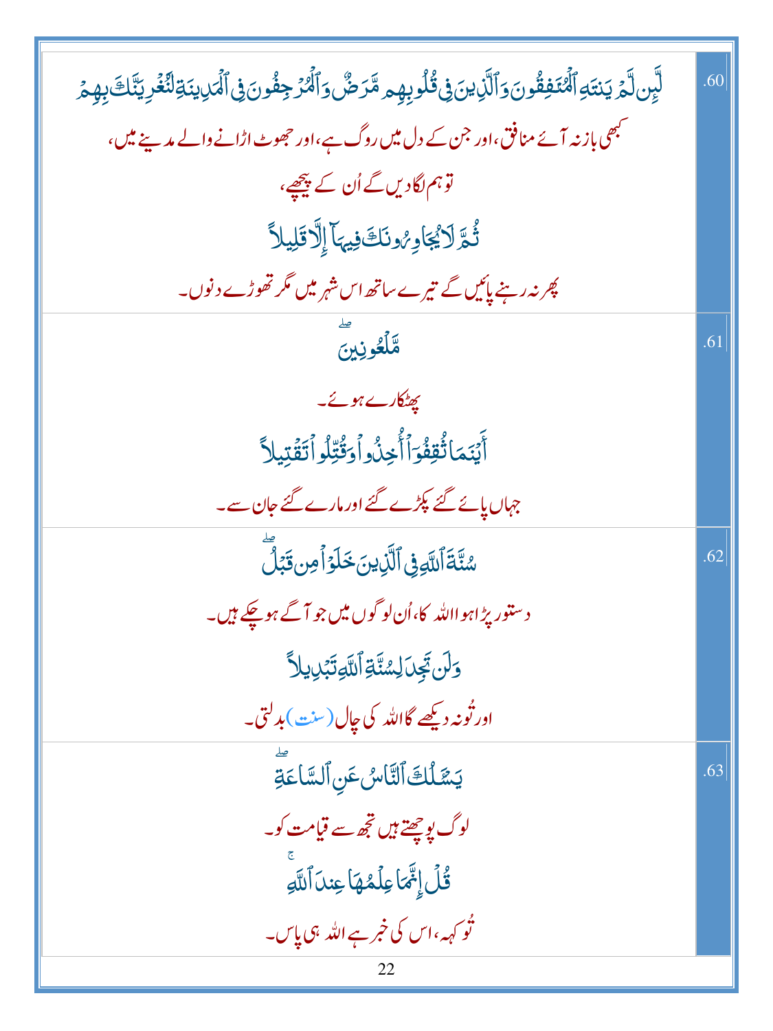| | .60 |
|---|---|
| لَّئِن لَّمْ يَنتَهِ ٱلْمُنَـٰفِقُونَ وَٱلَّذِينَ فِى قُلُوبِهِم مَّرَضٌ وَٱلْمُرْجِفُونَ فِى ٱلْمَدِينَةِ لَنُغْرِيَنَّكَ بِهِمْ<br>کبھی باز نہ آئے منافق، اور جن کے دل میں روگ ہے، اور جھوٹ اڑانے والے مدینے میں،<br>توہم لگادیں گے اُن کے پیچھے،<br>ثُمَّ لَا يُجَاوِرُونَكَ فِيهَآ إِلَّا قَلِيلًا<br>پھر نہ رہنے پائیں گے تیرے ساتھ اس شہر میں مگر تھوڑے دنوں۔ | |
| مَّلْعُونِينَ ۖ<br>پھٹکارے ہوئے۔<br>أَيْنَمَا ثُقِفُوٓا۟ أُخِذُوا۟ وَقُتِّلُوا۟ تَقْتِيلًا<br>جہاں پائے گئے پکڑے گئے اور مارے گئے جان سے۔ | .61 |
| سُنَّةَ ٱللَّهِ فِى ٱلَّذِينَ خَلَوْا۟ مِن قَبْلُ ۖ<br>دستور پڑا ہوا اللہ کا، اُن لوگوں میں جو آگے ہو چکے ہیں۔<br>وَلَن تَجِدَ لِسُنَّةِ ٱللَّهِ تَبْدِيلًا<br>اور تُو نہ دیکھے گا اللہ کی چال (سنت) بدلتی۔ | .62 |
| يَسْـَٔلُكَ ٱلنَّاسُ عَنِ ٱلسَّاعَةِ ۖ<br>لوگ پوچھتے ہیں تجھ سے قیامت کو۔<br>قُلْ إِنَّمَا عِلْمُهَا عِندَ ٱللَّهِ ۚ<br>تُو کہہ، اس کی خبر ہے اللہ ہی پاس۔ | .63 |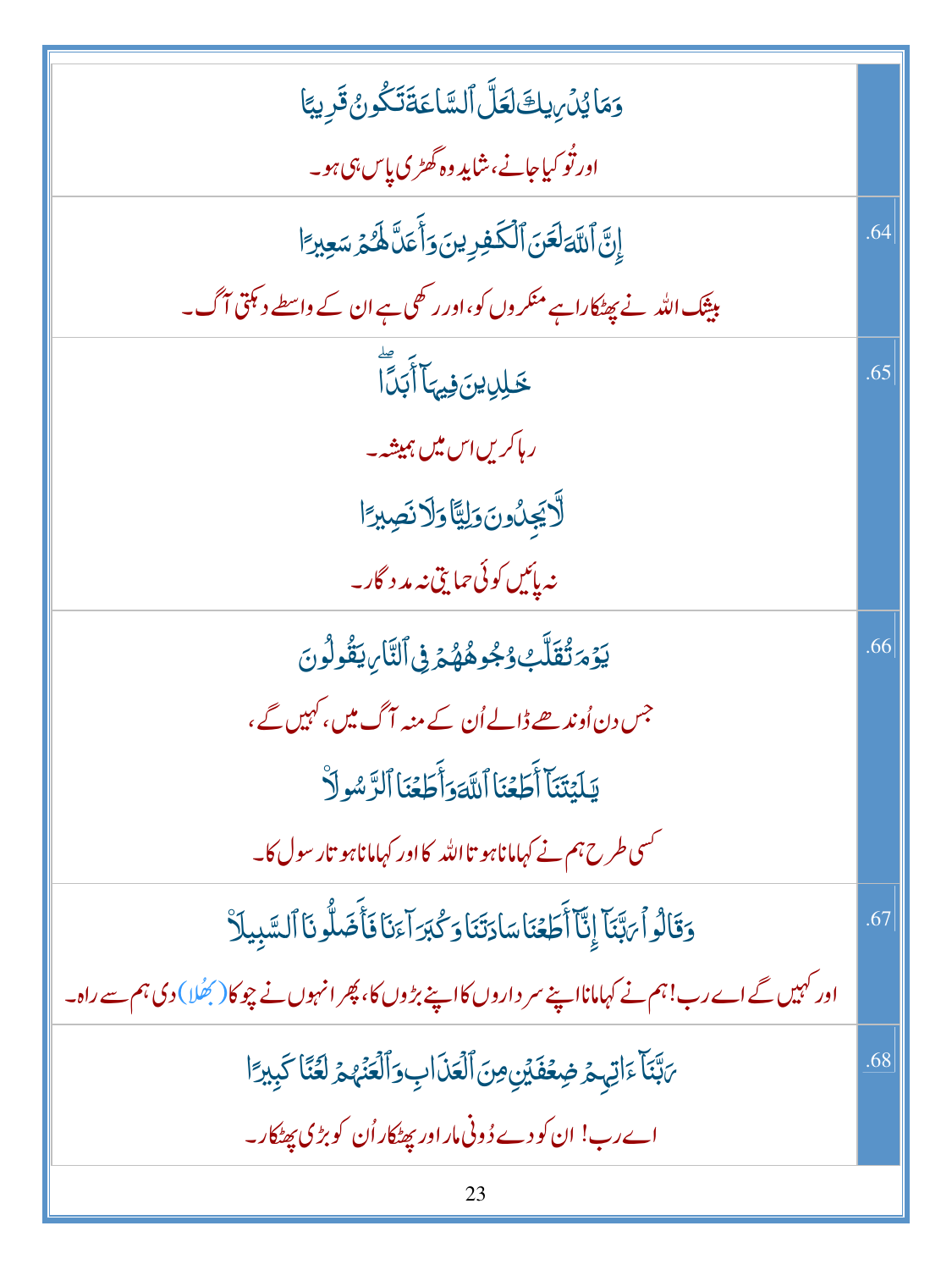| | |
|---|---|
| وَمَا يُدۡرِيكَ لَعَلَّ ٱلسَّاعَةَ تَكُونُ قَرِيبًا<br>اور تُو کیا جانے، شاید وہ گھڑی پاس ہی ہو۔ | |
| إِنَّ ٱللَّهَ لَعَنَ ٱلۡكَـٰفِرِينَ وَأَعَدَّ لَهُمۡ سَعِيرًا<br>بیشک اللہ نے پھٹکارا ہے منکروں کو، اور رکھی ہے ان کے واسطے دہکتی آگ۔ | .64 |
| خَـٰلِدِينَ فِيهَآ أَبَدًاۖ<br>رہا کریں اس میں ہمیشہ۔<br>لَّا يَجِدُونَ وَلِيًّا وَلَا نَصِيرًا<br>نہ پائیں کوئی حمایتی نہ مددگار۔ | .65 |
| يَوۡمَ تُقَلَّبُ وُجُوهُهُمۡ فِي ٱلنَّارِ يَقُولُونَ<br>جس دن اُوندھے ڈالے اُن کے منہ آگ میں، کہیں گے،<br>يَـٰلَيۡتَنَآ أَطَعۡنَا ٱللَّهَ وَأَطَعۡنَا ٱلرَّسُولَا۠<br>کسی طرح ہم نے کہا مانا ہوتا اللہ کا اور کہا مانا ہوتا رسول کا۔ | .66 |
| وَقَالُواْ رَبَّنَآ إِنَّآ أَطَعۡنَا سَادَتَنَا وَكُبَرَآءَنَا فَأَضَلُّونَا ٱلسَّبِيلَا۠<br>اور کہیں گے اے رب! ہم نے کہا مانا اپنے سرداروں کا اپنے بڑوں کا، پھر انہوں نے چوکا (بھلا) دی ہم سے راہ۔ | .67 |
| رَبَّنَآ ءَاتِهِمۡ ضِعۡفَيۡنِ مِنَ ٱلۡعَذَابِ وَٱلۡعَنۡهُمۡ لَعۡنًا كَبِيرًا<br>اے رب! ان کو دے دُونی مار اور پھٹکار اُن کو بڑی پھٹکار۔ | .68 |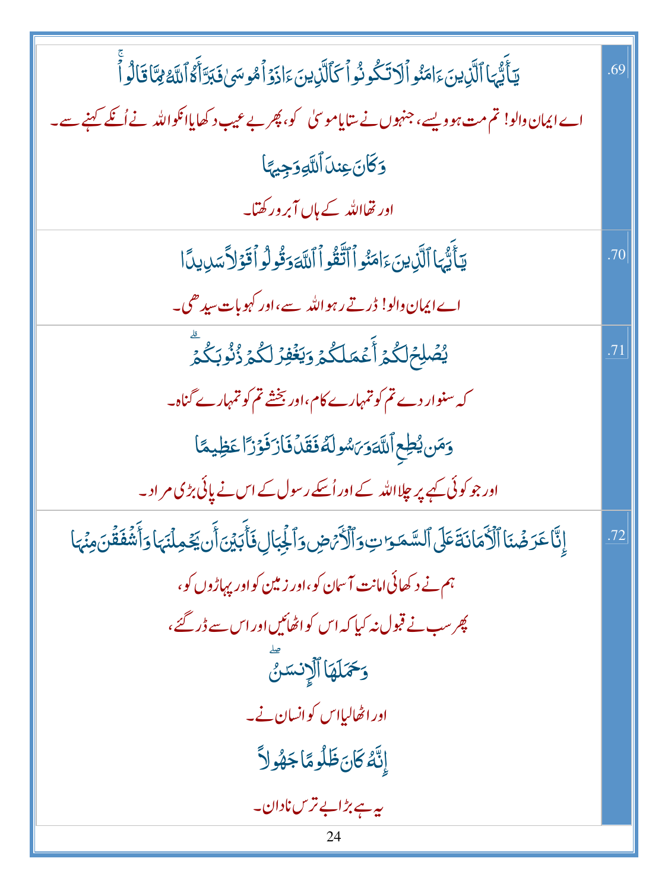| | |
|---|---|
| يَـٰٓأَيُّهَا ٱلَّذِينَ ءَامَنُوا۟ لَا تَكُونُوا۟ كَٱلَّذِينَ ءَاذَوْا۟ مُوسَىٰ فَبَرَّأَهُ ٱللَّهُ مِمَّا قَالُوا۟ ۚ<br>اے ایمان والو! تم مت ہو ویسے، جنھوں نے ستایا موسیٰ کو، پھر بے عیب دکھایا انکو اللہ نے اُنکے کہنے سے۔<br>وَكَانَ عِندَ ٱللَّهِ وَجِيهًا<br>اور تھا اللہ کے ہاں آبرو رکھتا۔ | .69 |
| يَـٰٓأَيُّهَا ٱلَّذِينَ ءَامَنُوا۟ ٱتَّقُوا۟ ٱللَّهَ وَقُولُوا۟ قَوْلًا سَدِيدًا<br>اے ایمان والو! ڈرتے رہو اللہ سے، اور کہو بات سیدھی۔ | .70 |
| يُصْلِحْ لَكُمْ أَعْمَـٰلَكُمْ وَيَغْفِرْ لَكُمْ ذُنُوبَكُمْ ۗ<br>کہ سنوار دے تم کو تمہارے کام، اور بخشے تم کو تمہارے گناہ۔<br>وَمَن يُطِعِ ٱللَّهَ وَرَسُولَهُۥ فَقَدْ فَازَ فَوْزًا عَظِيمًا<br>اور جو کوئی کہے پر چلا اللہ کے اور اُسکے رسول کے اس نے پائی بڑی مراد۔ | .71 |
| إِنَّا عَرَضْنَا ٱلْأَمَانَةَ عَلَى ٱلسَّمَـٰوَٰتِ وَٱلْأَرْضِ وَٱلْجِبَالِ فَأَبَيْنَ أَن يَحْمِلْنَهَا وَأَشْفَقْنَ مِنْهَا<br>ہم نے دکھائی امانت آسمان کو، اور زمین کو اور پہاڑوں کو،<br>پھر سب نے قبول نہ کیا کہ اس کو اٹھائیں اور اس سے ڈر گئے،<br>وَحَمَلَهَا ٱلْإِنسَـٰنُ ۖ<br>اور اٹھالیا اس کو انسان نے۔<br>إِنَّهُۥ كَانَ ظَلُومًا جَهُولًا<br>یہ ہے بڑا بے ترس نادان۔ | .72 |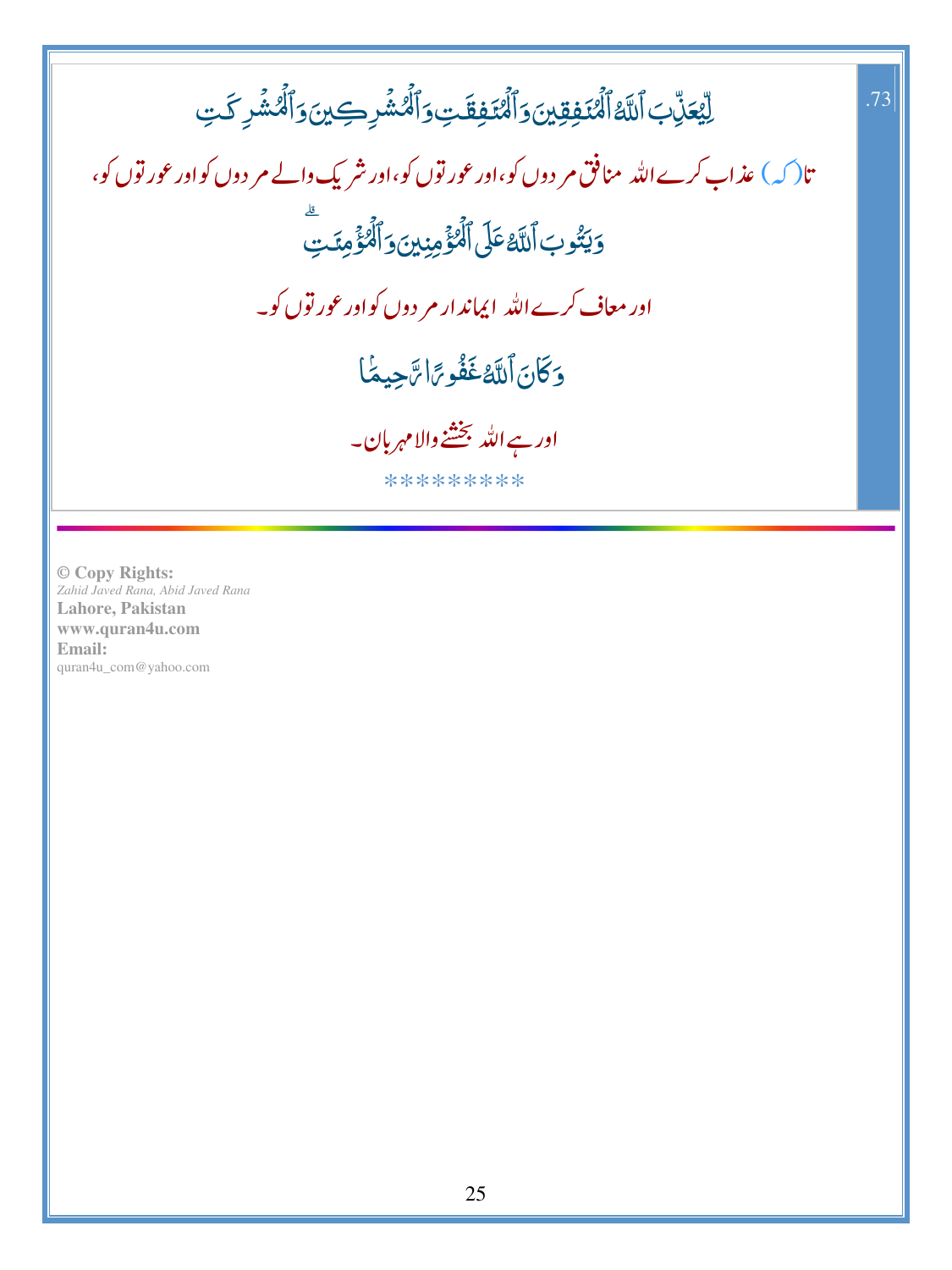.73

لِّيُعَذِّبَ ٱللَّهُ ٱلْمُنَٰفِقِينَ وَٱلْمُنَٰفِقَٰتِ وَٱلْمُشْرِكِينَ وَٱلْمُشْرِكَٰتِ

تا(کہ) عذاب کرے اللہ منافق مردوں کو، اور عورتوں کو، اور شریک والے مردوں کو اور عورتوں کو،

وَيَتُوبَ ٱللَّهُ عَلَى ٱلْمُؤْمِنِينَ وَٱلْمُؤْمِنَٰتِ ۗ

اور معاف کرے اللہ ایماندار مردوں کو اور عورتوں کو۔

وَكَانَ ٱللَّهُ غَفُورًا رَّحِيمًا

اور ہے اللہ بخشنے والا مہربان۔

*********

© Copy Rights:
*Zahid Javed Rana, Abid Javed Rana*
**Lahore, Pakistan**
**www.quran4u.com**
**Email:**
quran4u_com@yahoo.com